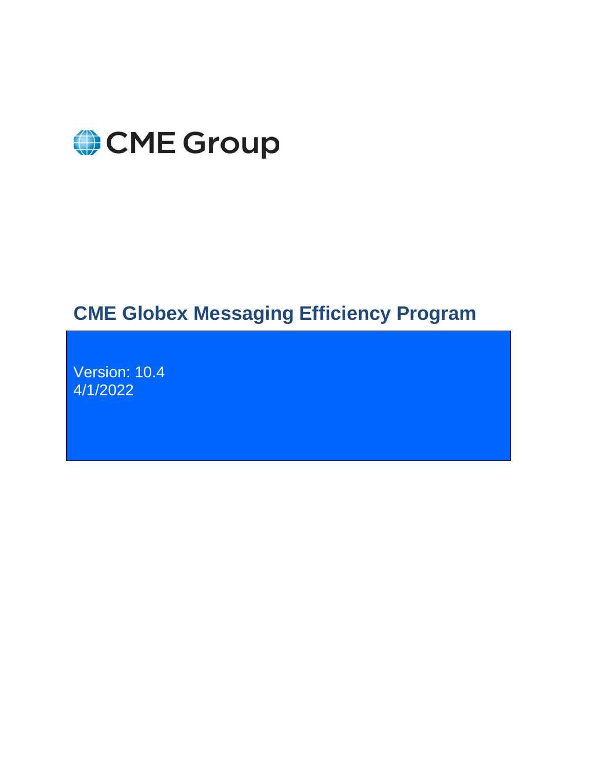CME Group

# CME Globex Messaging Efficiency Program

Version: 10.4
4/1/2022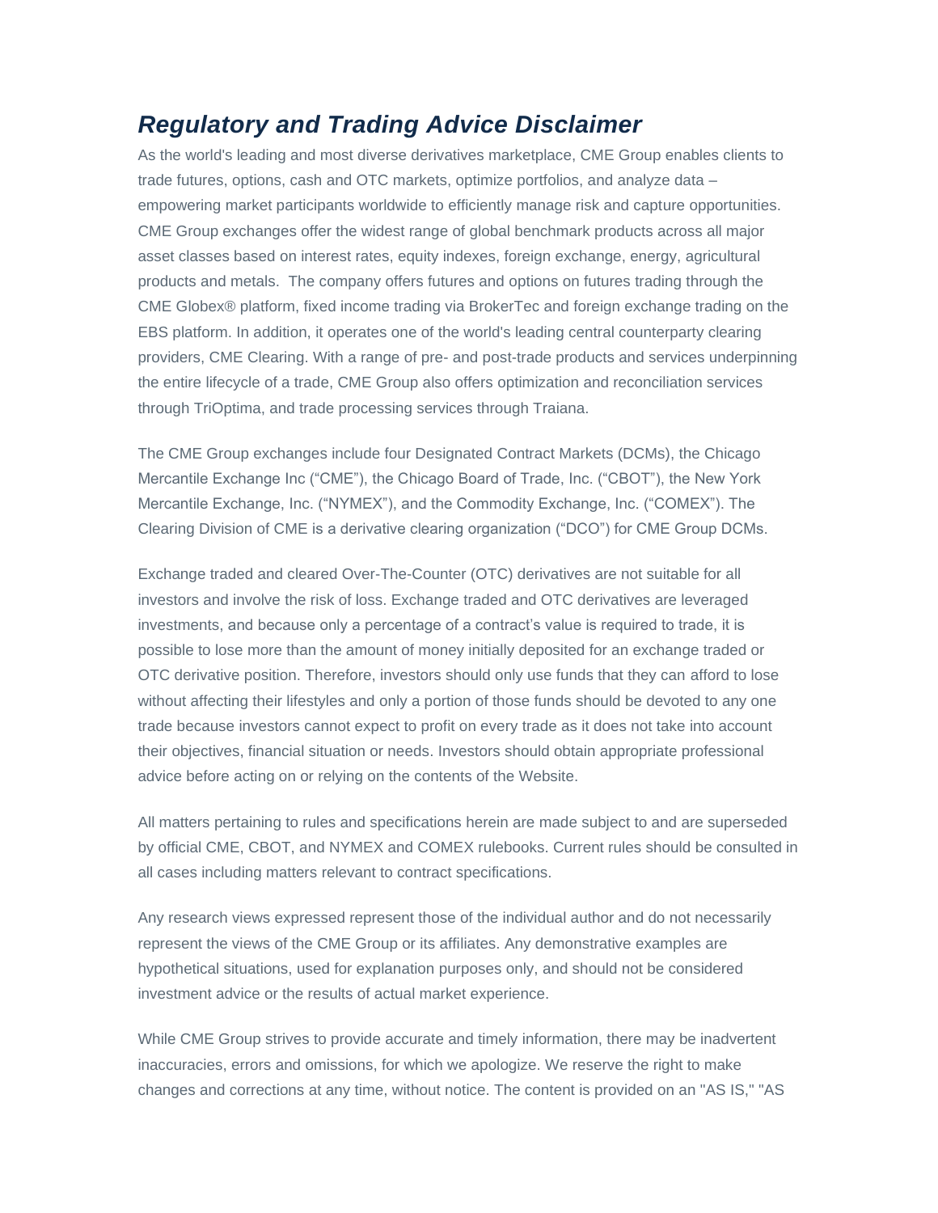## *Regulatory and Trading Advice Disclaimer*

As the world's leading and most diverse derivatives marketplace, CME Group enables clients to trade futures, options, cash and OTC markets, optimize portfolios, and analyze data – empowering market participants worldwide to efficiently manage risk and capture opportunities. CME Group exchanges offer the widest range of global benchmark products across all major asset classes based on interest rates, equity indexes, foreign exchange, energy, agricultural products and metals. The company offers futures and options on futures trading through the CME Globex® platform, fixed income trading via BrokerTec and foreign exchange trading on the EBS platform. In addition, it operates one of the world's leading central counterparty clearing providers, CME Clearing. With a range of pre- and post-trade products and services underpinning the entire lifecycle of a trade, CME Group also offers optimization and reconciliation services through TriOptima, and trade processing services through Traiana.

The CME Group exchanges include four Designated Contract Markets (DCMs), the Chicago Mercantile Exchange Inc (“CME”), the Chicago Board of Trade, Inc. (“CBOT”), the New York Mercantile Exchange, Inc. (“NYMEX”), and the Commodity Exchange, Inc. (“COMEX”). The Clearing Division of CME is a derivative clearing organization (“DCO”) for CME Group DCMs.

Exchange traded and cleared Over-The-Counter (OTC) derivatives are not suitable for all investors and involve the risk of loss. Exchange traded and OTC derivatives are leveraged investments, and because only a percentage of a contract’s value is required to trade, it is possible to lose more than the amount of money initially deposited for an exchange traded or OTC derivative position. Therefore, investors should only use funds that they can afford to lose without affecting their lifestyles and only a portion of those funds should be devoted to any one trade because investors cannot expect to profit on every trade as it does not take into account their objectives, financial situation or needs. Investors should obtain appropriate professional advice before acting on or relying on the contents of the Website.

All matters pertaining to rules and specifications herein are made subject to and are superseded by official CME, CBOT, and NYMEX and COMEX rulebooks. Current rules should be consulted in all cases including matters relevant to contract specifications.

Any research views expressed represent those of the individual author and do not necessarily represent the views of the CME Group or its affiliates. Any demonstrative examples are hypothetical situations, used for explanation purposes only, and should not be considered investment advice or the results of actual market experience.

While CME Group strives to provide accurate and timely information, there may be inadvertent inaccuracies, errors and omissions, for which we apologize. We reserve the right to make changes and corrections at any time, without notice. The content is provided on an "AS IS," "AS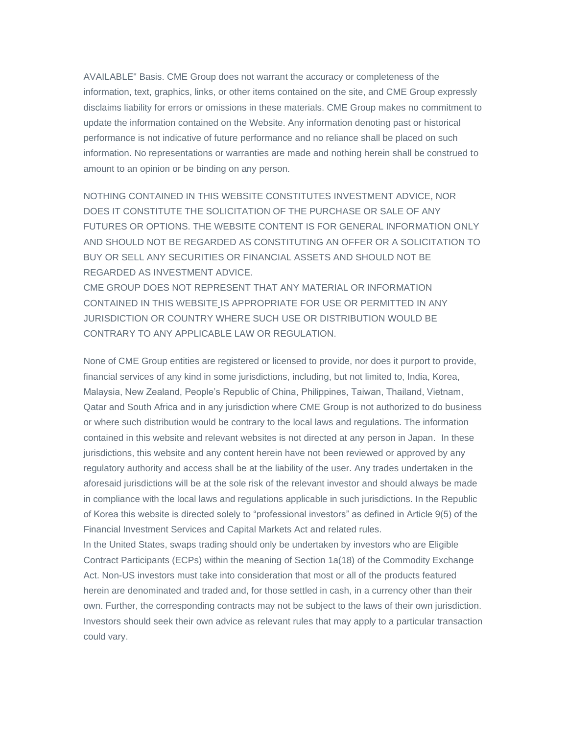AVAILABLE" Basis. CME Group does not warrant the accuracy or completeness of the information, text, graphics, links, or other items contained on the site, and CME Group expressly disclaims liability for errors or omissions in these materials. CME Group makes no commitment to update the information contained on the Website. Any information denoting past or historical performance is not indicative of future performance and no reliance shall be placed on such information. No representations or warranties are made and nothing herein shall be construed to amount to an opinion or be binding on any person.

NOTHING CONTAINED IN THIS WEBSITE CONSTITUTES INVESTMENT ADVICE, NOR DOES IT CONSTITUTE THE SOLICITATION OF THE PURCHASE OR SALE OF ANY FUTURES OR OPTIONS. THE WEBSITE CONTENT IS FOR GENERAL INFORMATION ONLY AND SHOULD NOT BE REGARDED AS CONSTITUTING AN OFFER OR A SOLICITATION TO BUY OR SELL ANY SECURITIES OR FINANCIAL ASSETS AND SHOULD NOT BE REGARDED AS INVESTMENT ADVICE.
CME GROUP DOES NOT REPRESENT THAT ANY MATERIAL OR INFORMATION CONTAINED IN THIS WEBSITE IS APPROPRIATE FOR USE OR PERMITTED IN ANY JURISDICTION OR COUNTRY WHERE SUCH USE OR DISTRIBUTION WOULD BE CONTRARY TO ANY APPLICABLE LAW OR REGULATION.

None of CME Group entities are registered or licensed to provide, nor does it purport to provide, financial services of any kind in some jurisdictions, including, but not limited to, India, Korea, Malaysia, New Zealand, People's Republic of China, Philippines, Taiwan, Thailand, Vietnam, Qatar and South Africa and in any jurisdiction where CME Group is not authorized to do business or where such distribution would be contrary to the local laws and regulations. The information contained in this website and relevant websites is not directed at any person in Japan. In these jurisdictions, this website and any content herein have not been reviewed or approved by any regulatory authority and access shall be at the liability of the user. Any trades undertaken in the aforesaid jurisdictions will be at the sole risk of the relevant investor and should always be made in compliance with the local laws and regulations applicable in such jurisdictions. In the Republic of Korea this website is directed solely to "professional investors" as defined in Article 9(5) of the Financial Investment Services and Capital Markets Act and related rules.
In the United States, swaps trading should only be undertaken by investors who are Eligible Contract Participants (ECPs) within the meaning of Section 1a(18) of the Commodity Exchange Act. Non-US investors must take into consideration that most or all of the products featured herein are denominated and traded and, for those settled in cash, in a currency other than their own. Further, the corresponding contracts may not be subject to the laws of their own jurisdiction. Investors should seek their own advice as relevant rules that may apply to a particular transaction could vary.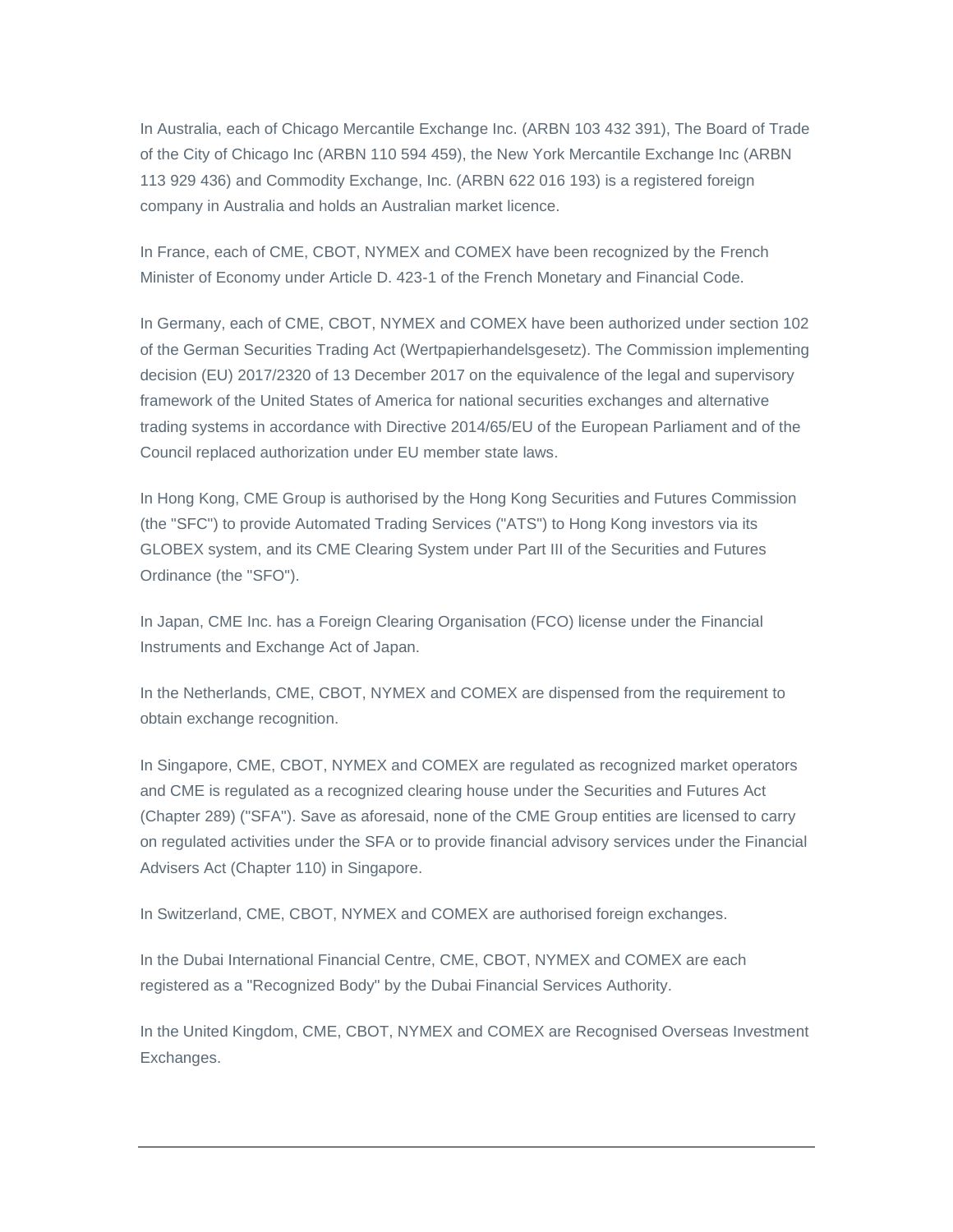In Australia, each of Chicago Mercantile Exchange Inc. (ARBN 103 432 391), The Board of Trade of the City of Chicago Inc (ARBN 110 594 459), the New York Mercantile Exchange Inc (ARBN 113 929 436) and Commodity Exchange, Inc. (ARBN 622 016 193) is a registered foreign company in Australia and holds an Australian market licence.

In France, each of CME, CBOT, NYMEX and COMEX have been recognized by the French Minister of Economy under Article D. 423-1 of the French Monetary and Financial Code.

In Germany, each of CME, CBOT, NYMEX and COMEX have been authorized under section 102 of the German Securities Trading Act (Wertpapierhandelsgesetz). The Commission implementing decision (EU) 2017/2320 of 13 December 2017 on the equivalence of the legal and supervisory framework of the United States of America for national securities exchanges and alternative trading systems in accordance with Directive 2014/65/EU of the European Parliament and of the Council replaced authorization under EU member state laws.

In Hong Kong, CME Group is authorised by the Hong Kong Securities and Futures Commission (the "SFC") to provide Automated Trading Services ("ATS") to Hong Kong investors via its GLOBEX system, and its CME Clearing System under Part III of the Securities and Futures Ordinance (the "SFO").

In Japan, CME Inc. has a Foreign Clearing Organisation (FCO) license under the Financial Instruments and Exchange Act of Japan.

In the Netherlands, CME, CBOT, NYMEX and COMEX are dispensed from the requirement to obtain exchange recognition.

In Singapore, CME, CBOT, NYMEX and COMEX are regulated as recognized market operators and CME is regulated as a recognized clearing house under the Securities and Futures Act (Chapter 289) ("SFA"). Save as aforesaid, none of the CME Group entities are licensed to carry on regulated activities under the SFA or to provide financial advisory services under the Financial Advisers Act (Chapter 110) in Singapore.

In Switzerland, CME, CBOT, NYMEX and COMEX are authorised foreign exchanges.

In the Dubai International Financial Centre, CME, CBOT, NYMEX and COMEX are each registered as a "Recognized Body" by the Dubai Financial Services Authority.

In the United Kingdom, CME, CBOT, NYMEX and COMEX are Recognised Overseas Investment Exchanges.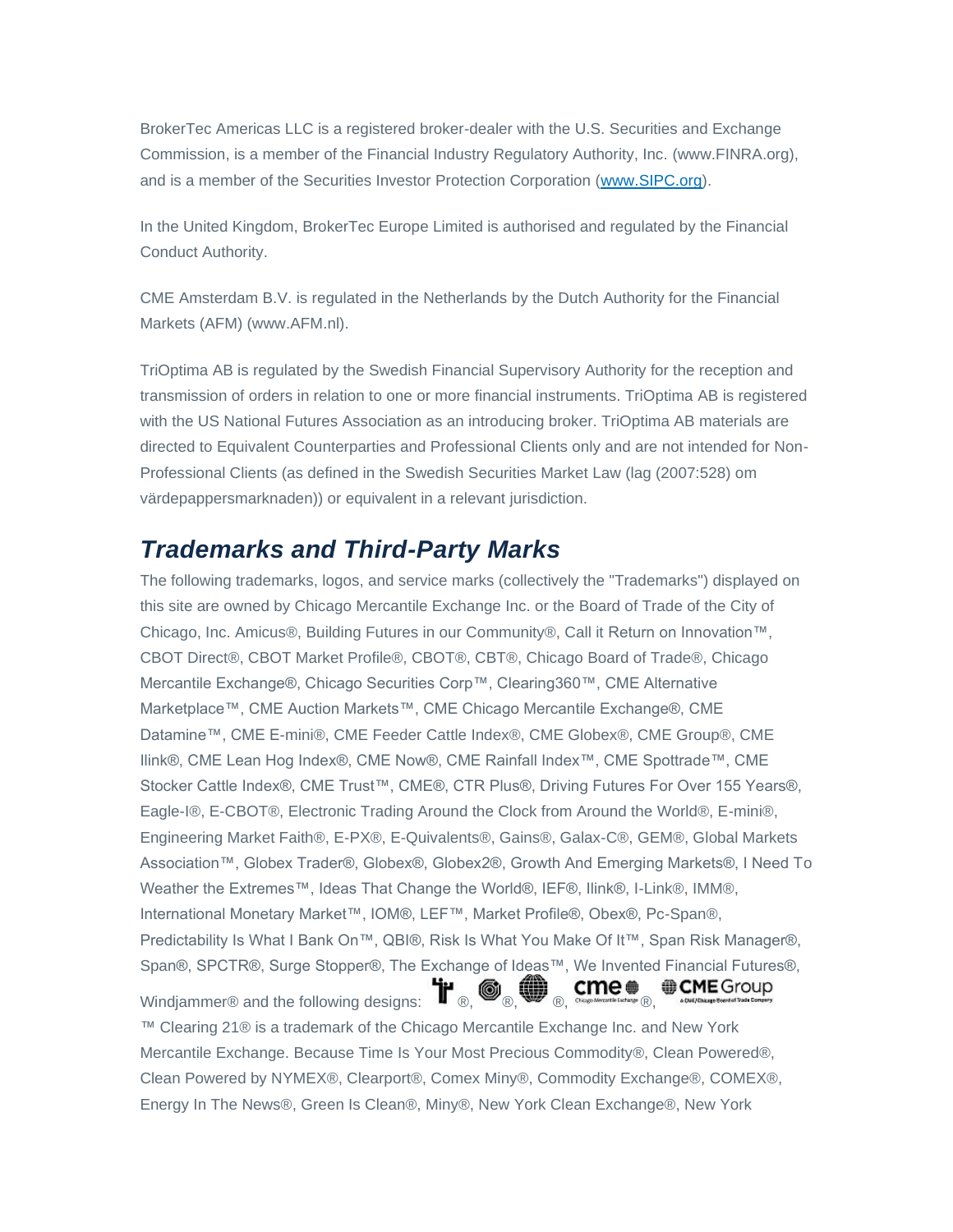BrokerTec Americas LLC is a registered broker-dealer with the U.S. Securities and Exchange Commission, is a member of the Financial Industry Regulatory Authority, Inc. (www.FINRA.org), and is a member of the Securities Investor Protection Corporation (www.SIPC.org).

In the United Kingdom, BrokerTec Europe Limited is authorised and regulated by the Financial Conduct Authority.

CME Amsterdam B.V. is regulated in the Netherlands by the Dutch Authority for the Financial Markets (AFM) (www.AFM.nl).

TriOptima AB is regulated by the Swedish Financial Supervisory Authority for the reception and transmission of orders in relation to one or more financial instruments. TriOptima AB is registered with the US National Futures Association as an introducing broker. TriOptima AB materials are directed to Equivalent Counterparties and Professional Clients only and are not intended for Non-Professional Clients (as defined in the Swedish Securities Market Law (lag (2007:528) om värdepappersmarknaden)) or equivalent in a relevant jurisdiction.

## *Trademarks and Third-Party Marks*

The following trademarks, logos, and service marks (collectively the "Trademarks") displayed on this site are owned by Chicago Mercantile Exchange Inc. or the Board of Trade of the City of Chicago, Inc. Amicus®, Building Futures in our Community®, Call it Return on Innovation™, CBOT Direct®, CBOT Market Profile®, CBOT®, CBT®, Chicago Board of Trade®, Chicago Mercantile Exchange®, Chicago Securities Corp™, Clearing360™, CME Alternative Marketplace™, CME Auction Markets™, CME Chicago Mercantile Exchange®, CME Datamine™, CME E-mini®, CME Feeder Cattle Index®, CME Globex®, CME Group®, CME Ilink®, CME Lean Hog Index®, CME Now®, CME Rainfall Index™, CME Spottrade™, CME Stocker Cattle Index®, CME Trust™, CME®, CTR Plus®, Driving Futures For Over 155 Years®, Eagle-I®, E-CBOT®, Electronic Trading Around the Clock from Around the World®, E-mini®, Engineering Market Faith®, E-PX®, E-Quivalents®, Gains®, Galax-C®, GEM®, Global Markets Association™, Globex Trader®, Globex®, Globex2®, Growth And Emerging Markets®, I Need To Weather the Extremes™, Ideas That Change the World®, IEF®, Ilink®, I-Link®, IMM®, International Monetary Market™, IOM®, LEF™, Market Profile®, Obex®, Pc-Span®, Predictability Is What I Bank On™, QBI®, Risk Is What You Make Of It™, Span Risk Manager®, Span®, SPCTR®, Surge Stopper®, The Exchange of Ideas™, We Invented Financial Futures®, Windjammer® and the following designs: ®, ®, ®, ®, ™ Clearing 21® is a trademark of the Chicago Mercantile Exchange Inc. and New York Mercantile Exchange. Because Time Is Your Most Precious Commodity®, Clean Powered®, Clean Powered by NYMEX®, Clearport®, Comex Miny®, Commodity Exchange®, COMEX®, Energy In The News®, Green Is Clean®, Miny®, New York Clean Exchange®, New York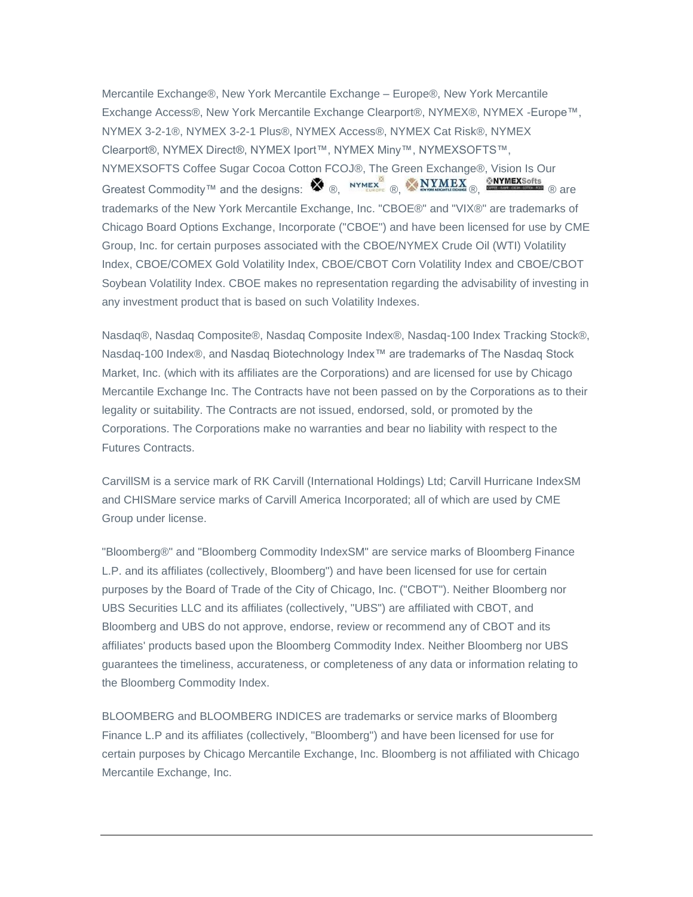Mercantile Exchange®, New York Mercantile Exchange – Europe®, New York Mercantile Exchange Access®, New York Mercantile Exchange Clearport®, NYMEX®, NYMEX -Europe™, NYMEX 3-2-1®, NYMEX 3-2-1 Plus®, NYMEX Access®, NYMEX Cat Risk®, NYMEX Clearport®, NYMEX Direct®, NYMEX Iport™, NYMEX Miny™, NYMEXSOFTS™, NYMEXSOFTS Coffee Sugar Cocoa Cotton FCOJ®, The Green Exchange®, Vision Is Our Greatest Commodity™ and the designs: ®, ®, ®, ® are trademarks of the New York Mercantile Exchange, Inc. "CBOE®" and "VIX®" are trademarks of Chicago Board Options Exchange, Incorporate ("CBOE") and have been licensed for use by CME Group, Inc. for certain purposes associated with the CBOE/NYMEX Crude Oil (WTI) Volatility Index, CBOE/COMEX Gold Volatility Index, CBOE/CBOT Corn Volatility Index and CBOE/CBOT Soybean Volatility Index. CBOE makes no representation regarding the advisability of investing in any investment product that is based on such Volatility Indexes.

Nasdaq®, Nasdaq Composite®, Nasdaq Composite Index®, Nasdaq-100 Index Tracking Stock®, Nasdaq-100 Index®, and Nasdaq Biotechnology Index™ are trademarks of The Nasdaq Stock Market, Inc. (which with its affiliates are the Corporations) and are licensed for use by Chicago Mercantile Exchange Inc. The Contracts have not been passed on by the Corporations as to their legality or suitability. The Contracts are not issued, endorsed, sold, or promoted by the Corporations. The Corporations make no warranties and bear no liability with respect to the Futures Contracts.

CarvillSM is a service mark of RK Carvill (International Holdings) Ltd; Carvill Hurricane IndexSM and CHISMare service marks of Carvill America Incorporated; all of which are used by CME Group under license.

"Bloomberg®" and "Bloomberg Commodity IndexSM" are service marks of Bloomberg Finance L.P. and its affiliates (collectively, Bloomberg") and have been licensed for use for certain purposes by the Board of Trade of the City of Chicago, Inc. ("CBOT"). Neither Bloomberg nor UBS Securities LLC and its affiliates (collectively, "UBS") are affiliated with CBOT, and Bloomberg and UBS do not approve, endorse, review or recommend any of CBOT and its affiliates' products based upon the Bloomberg Commodity Index. Neither Bloomberg nor UBS guarantees the timeliness, accurateness, or completeness of any data or information relating to the Bloomberg Commodity Index.

BLOOMBERG and BLOOMBERG INDICES are trademarks or service marks of Bloomberg Finance L.P and its affiliates (collectively, "Bloomberg") and have been licensed for use for certain purposes by Chicago Mercantile Exchange, Inc. Bloomberg is not affiliated with Chicago Mercantile Exchange, Inc.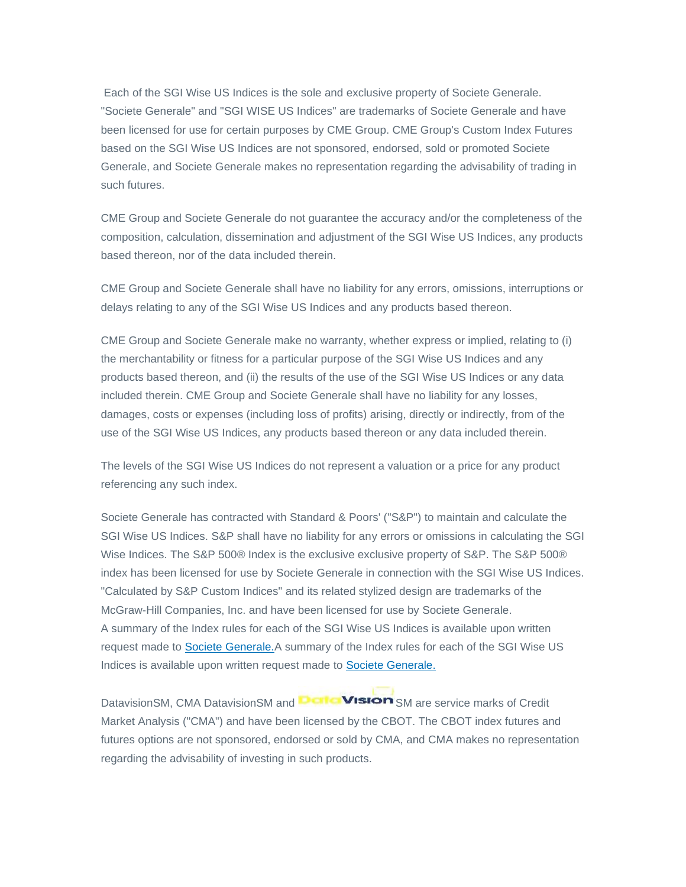Each of the SGI Wise US Indices is the sole and exclusive property of Societe Generale. "Societe Generale" and "SGI WISE US Indices" are trademarks of Societe Generale and have been licensed for use for certain purposes by CME Group. CME Group's Custom Index Futures based on the SGI Wise US Indices are not sponsored, endorsed, sold or promoted Societe Generale, and Societe Generale makes no representation regarding the advisability of trading in such futures.

CME Group and Societe Generale do not guarantee the accuracy and/or the completeness of the composition, calculation, dissemination and adjustment of the SGI Wise US Indices, any products based thereon, nor of the data included therein.

CME Group and Societe Generale shall have no liability for any errors, omissions, interruptions or delays relating to any of the SGI Wise US Indices and any products based thereon.

CME Group and Societe Generale make no warranty, whether express or implied, relating to (i) the merchantability or fitness for a particular purpose of the SGI Wise US Indices and any products based thereon, and (ii) the results of the use of the SGI Wise US Indices or any data included therein. CME Group and Societe Generale shall have no liability for any losses, damages, costs or expenses (including loss of profits) arising, directly or indirectly, from of the use of the SGI Wise US Indices, any products based thereon or any data included therein.

The levels of the SGI Wise US Indices do not represent a valuation or a price for any product referencing any such index.

Societe Generale has contracted with Standard & Poors' ("S&P") to maintain and calculate the SGI Wise US Indices. S&P shall have no liability for any errors or omissions in calculating the SGI Wise Indices. The S&P 500® Index is the exclusive exclusive property of S&P. The S&P 500® index has been licensed for use by Societe Generale in connection with the SGI Wise US Indices. "Calculated by S&P Custom Indices" and its related stylized design are trademarks of the McGraw-Hill Companies, Inc. and have been licensed for use by Societe Generale.
A summary of the Index rules for each of the SGI Wise US Indices is available upon written request made to Societe Generale.A summary of the Index rules for each of the SGI Wise US Indices is available upon written request made to Societe Generale.

DatavisionSM, CMA DatavisionSM and DataVision SM are service marks of Credit Market Analysis ("CMA") and have been licensed by the CBOT. The CBOT index futures and futures options are not sponsored, endorsed or sold by CMA, and CMA makes no representation regarding the advisability of investing in such products.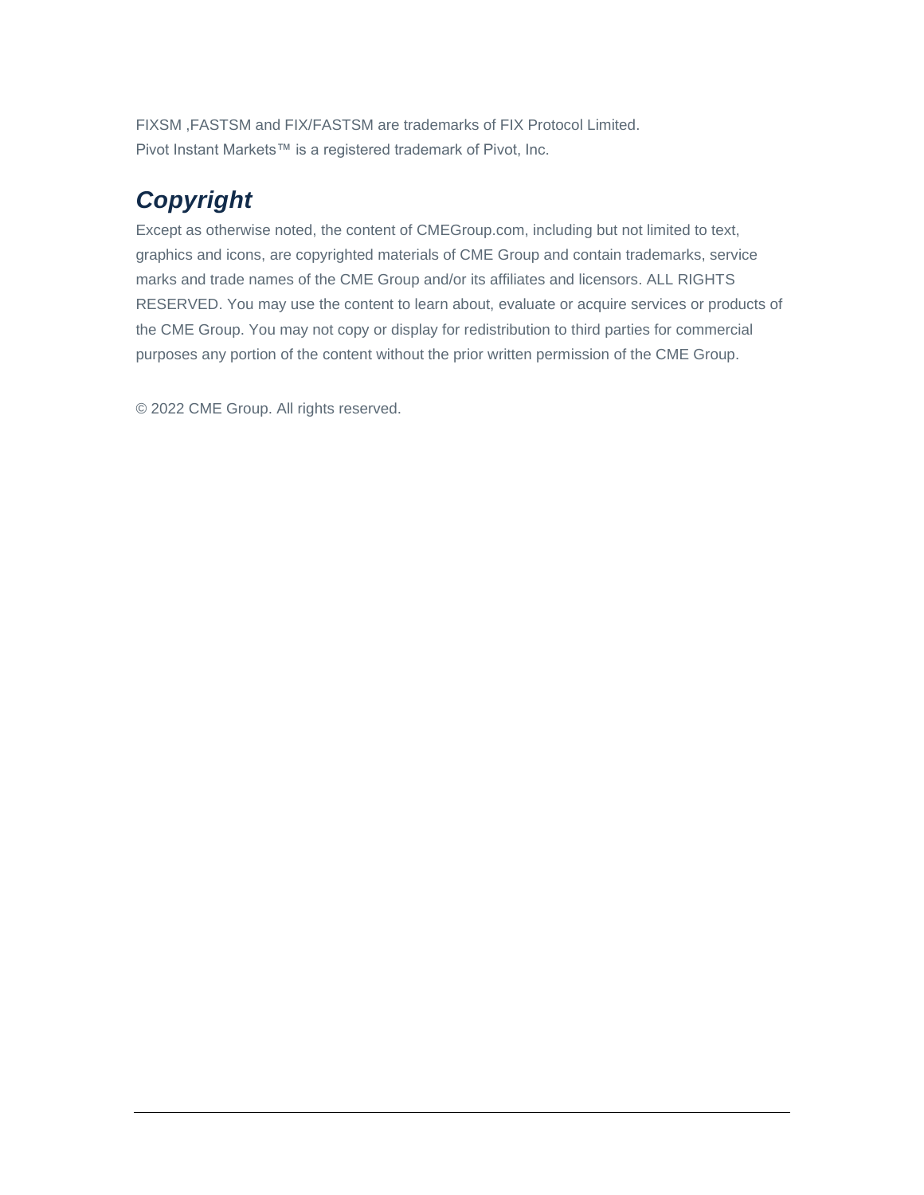FIXSM ,FASTSM and FIX/FASTSM are trademarks of FIX Protocol Limited.
Pivot Instant Markets™ is a registered trademark of Pivot, Inc.

## *Copyright*

Except as otherwise noted, the content of CMEGroup.com, including but not limited to text, graphics and icons, are copyrighted materials of CME Group and contain trademarks, service marks and trade names of the CME Group and/or its affiliates and licensors. ALL RIGHTS RESERVED. You may use the content to learn about, evaluate or acquire services or products of the CME Group. You may not copy or display for redistribution to third parties for commercial purposes any portion of the content without the prior written permission of the CME Group.

© 2022 CME Group. All rights reserved.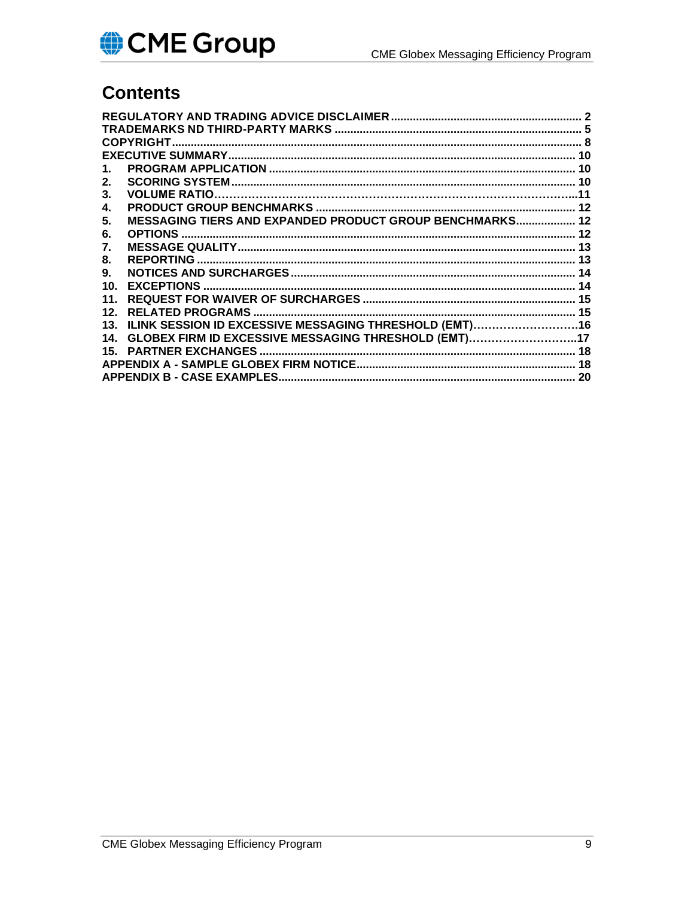# Contents

REGULATORY AND TRADING ADVICE DISCLAIMER .... 2
TRADEMARKS ND THIRD-PARTY MARKS .... 5
COPYRIGHT .... 8
EXECUTIVE SUMMARY .... 10
1. PROGRAM APPLICATION .... 10
2. SCORING SYSTEM .... 10
3. VOLUME RATIO .... 11
4. PRODUCT GROUP BENCHMARKS .... 12
5. MESSAGING TIERS AND EXPANDED PRODUCT GROUP BENCHMARKS .... 12
6. OPTIONS .... 12
7. MESSAGE QUALITY .... 13
8. REPORTING .... 13
9. NOTICES AND SURCHARGES .... 14
10. EXCEPTIONS .... 14
11. REQUEST FOR WAIVER OF SURCHARGES .... 15
12. RELATED PROGRAMS .... 15
13. ILINK SESSION ID EXCESSIVE MESSAGING THRESHOLD (EMT) .... 16
14. GLOBEX FIRM ID EXCESSIVE MESSAGING THRESHOLD (EMT) .... 17
15. PARTNER EXCHANGES .... 18
APPENDIX A - SAMPLE GLOBEX FIRM NOTICE .... 18
APPENDIX B - CASE EXAMPLES .... 20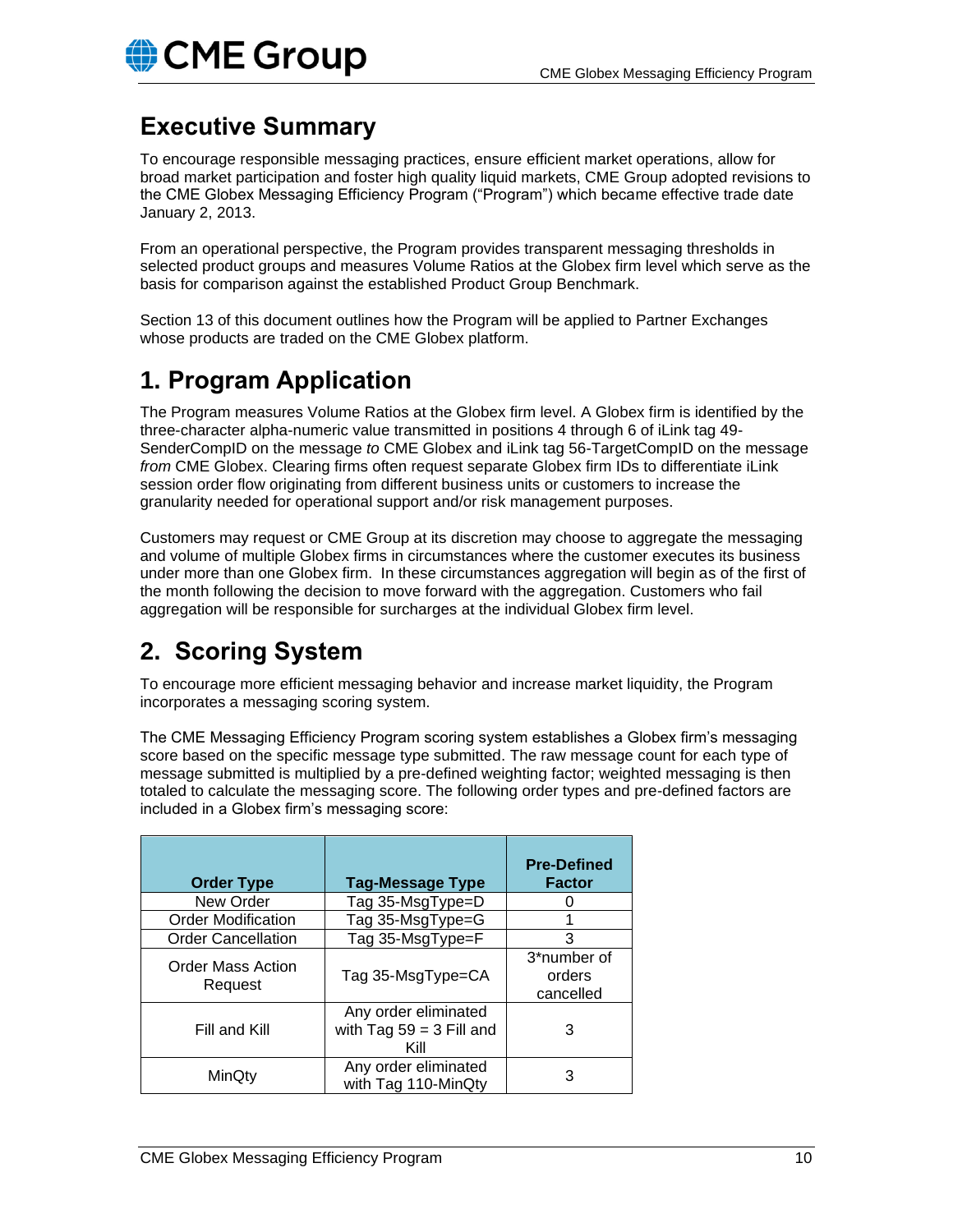## Executive Summary

To encourage responsible messaging practices, ensure efficient market operations, allow for broad market participation and foster high quality liquid markets, CME Group adopted revisions to the CME Globex Messaging Efficiency Program ("Program") which became effective trade date January 2, 2013.

From an operational perspective, the Program provides transparent messaging thresholds in selected product groups and measures Volume Ratios at the Globex firm level which serve as the basis for comparison against the established Product Group Benchmark.

Section 13 of this document outlines how the Program will be applied to Partner Exchanges whose products are traded on the CME Globex platform.

## 1. Program Application

The Program measures Volume Ratios at the Globex firm level. A Globex firm is identified by the three-character alpha-numeric value transmitted in positions 4 through 6 of iLink tag 49-SenderCompID on the message *to* CME Globex and iLink tag 56-TargetCompID on the message *from* CME Globex. Clearing firms often request separate Globex firm IDs to differentiate iLink session order flow originating from different business units or customers to increase the granularity needed for operational support and/or risk management purposes.

Customers may request or CME Group at its discretion may choose to aggregate the messaging and volume of multiple Globex firms in circumstances where the customer executes its business under more than one Globex firm. In these circumstances aggregation will begin as of the first of the month following the decision to move forward with the aggregation. Customers who fail aggregation will be responsible for surcharges at the individual Globex firm level.

## 2. Scoring System

To encourage more efficient messaging behavior and increase market liquidity, the Program incorporates a messaging scoring system.

The CME Messaging Efficiency Program scoring system establishes a Globex firm's messaging score based on the specific message type submitted. The raw message count for each type of message submitted is multiplied by a pre-defined weighting factor; weighted messaging is then totaled to calculate the messaging score. The following order types and pre-defined factors are included in a Globex firm's messaging score:

| Order Type | Tag-Message Type | Pre-Defined Factor |
|---|---|---|
| New Order | Tag 35-MsgType=D | 0 |
| Order Modification | Tag 35-MsgType=G | 1 |
| Order Cancellation | Tag 35-MsgType=F | 3 |
| Order Mass Action Request | Tag 35-MsgType=CA | 3*number of orders cancelled |
| Fill and Kill | Any order eliminated with Tag 59 = 3 Fill and Kill | 3 |
| MinQty | Any order eliminated with Tag 110-MinQty | 3 |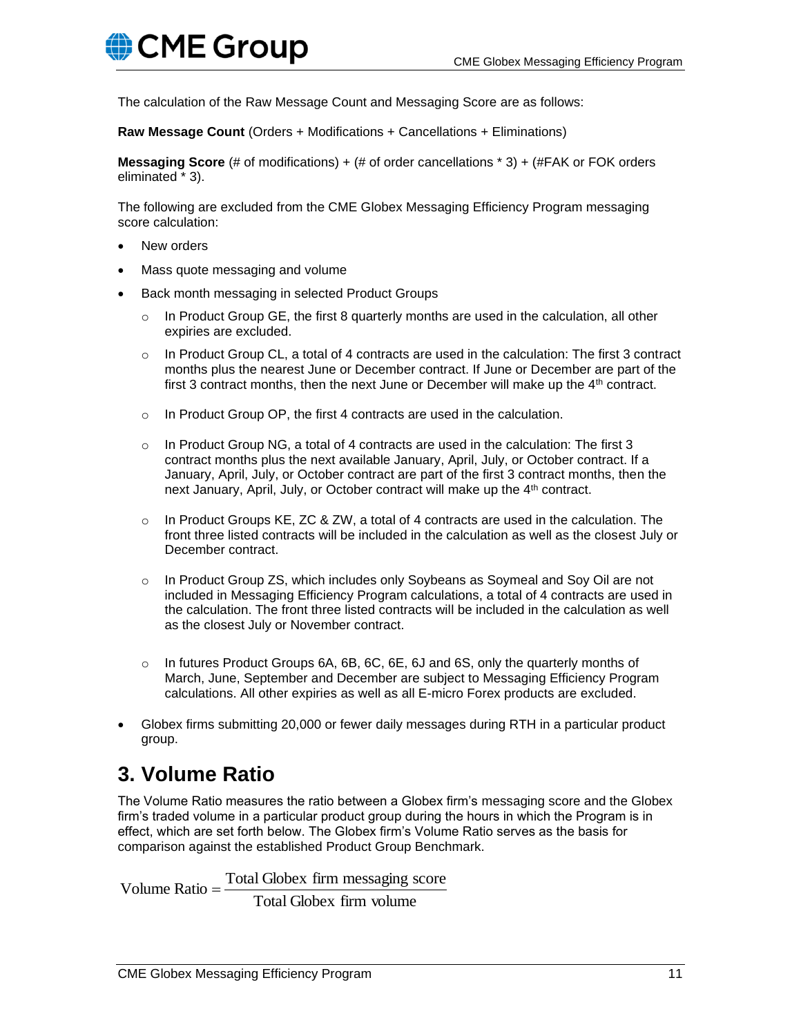The calculation of the Raw Message Count and Messaging Score are as follows:

**Raw Message Count** (Orders + Modifications + Cancellations + Eliminations)

**Messaging Score** (# of modifications) + (# of order cancellations * 3) + (#FAK or FOK orders eliminated * 3).

The following are excluded from the CME Globex Messaging Efficiency Program messaging score calculation:

- New orders
- Mass quote messaging and volume
- Back month messaging in selected Product Groups
  - In Product Group GE, the first 8 quarterly months are used in the calculation, all other expiries are excluded.
  - In Product Group CL, a total of 4 contracts are used in the calculation: The first 3 contract months plus the nearest June or December contract. If June or December are part of the first 3 contract months, then the next June or December will make up the 4th contract.
  - In Product Group OP, the first 4 contracts are used in the calculation.
  - In Product Group NG, a total of 4 contracts are used in the calculation: The first 3 contract months plus the next available January, April, July, or October contract. If a January, April, July, or October contract are part of the first 3 contract months, then the next January, April, July, or October contract will make up the 4th contract.
  - In Product Groups KE, ZC & ZW, a total of 4 contracts are used in the calculation. The front three listed contracts will be included in the calculation as well as the closest July or December contract.
  - In Product Group ZS, which includes only Soybeans as Soymeal and Soy Oil are not included in Messaging Efficiency Program calculations, a total of 4 contracts are used in the calculation. The front three listed contracts will be included in the calculation as well as the closest July or November contract.
  - In futures Product Groups 6A, 6B, 6C, 6E, 6J and 6S, only the quarterly months of March, June, September and December are subject to Messaging Efficiency Program calculations. All other expiries as well as all E-micro Forex products are excluded.
- Globex firms submitting 20,000 or fewer daily messages during RTH in a particular product group.

# 3. Volume Ratio

The Volume Ratio measures the ratio between a Globex firm's messaging score and the Globex firm's traded volume in a particular product group during the hours in which the Program is in effect, which are set forth below. The Globex firm's Volume Ratio serves as the basis for comparison against the established Product Group Benchmark.

$$\text{Volume Ratio} = \frac{\text{Total Globex firm messaging score}}{\text{Total Globex firm volume}}$$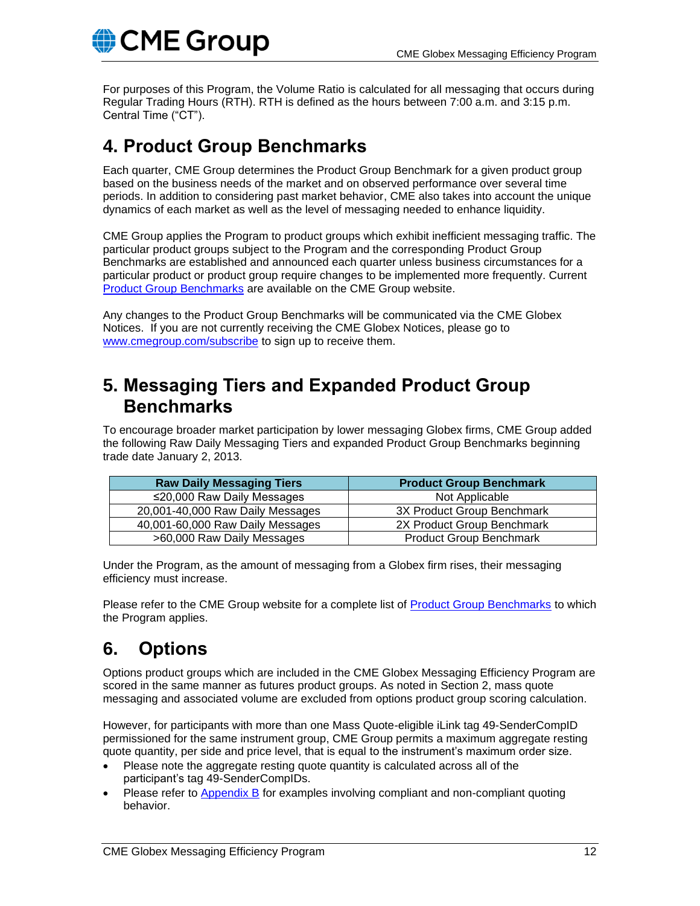For purposes of this Program, the Volume Ratio is calculated for all messaging that occurs during Regular Trading Hours (RTH). RTH is defined as the hours between 7:00 a.m. and 3:15 p.m. Central Time ("CT").

## 4. Product Group Benchmarks

Each quarter, CME Group determines the Product Group Benchmark for a given product group based on the business needs of the market and on observed performance over several time periods. In addition to considering past market behavior, CME also takes into account the unique dynamics of each market as well as the level of messaging needed to enhance liquidity.

CME Group applies the Program to product groups which exhibit inefficient messaging traffic. The particular product groups subject to the Program and the corresponding Product Group Benchmarks are established and announced each quarter unless business circumstances for a particular product or product group require changes to be implemented more frequently. Current Product Group Benchmarks are available on the CME Group website.

Any changes to the Product Group Benchmarks will be communicated via the CME Globex Notices. If you are not currently receiving the CME Globex Notices, please go to www.cmegroup.com/subscribe to sign up to receive them.

## 5. Messaging Tiers and Expanded Product Group Benchmarks

To encourage broader market participation by lower messaging Globex firms, CME Group added the following Raw Daily Messaging Tiers and expanded Product Group Benchmarks beginning trade date January 2, 2013.

| Raw Daily Messaging Tiers | Product Group Benchmark |
|---|---|
| ≤20,000 Raw Daily Messages | Not Applicable |
| 20,001-40,000 Raw Daily Messages | 3X Product Group Benchmark |
| 40,001-60,000 Raw Daily Messages | 2X Product Group Benchmark |
| >60,000 Raw Daily Messages | Product Group Benchmark |

Under the Program, as the amount of messaging from a Globex firm rises, their messaging efficiency must increase.

Please refer to the CME Group website for a complete list of Product Group Benchmarks to which the Program applies.

## 6. Options

Options product groups which are included in the CME Globex Messaging Efficiency Program are scored in the same manner as futures product groups. As noted in Section 2, mass quote messaging and associated volume are excluded from options product group scoring calculation.

However, for participants with more than one Mass Quote-eligible iLink tag 49-SenderCompID permissioned for the same instrument group, CME Group permits a maximum aggregate resting quote quantity, per side and price level, that is equal to the instrument's maximum order size.

- Please note the aggregate resting quote quantity is calculated across all of the participant's tag 49-SenderCompIDs.
- Please refer to Appendix B for examples involving compliant and non-compliant quoting behavior.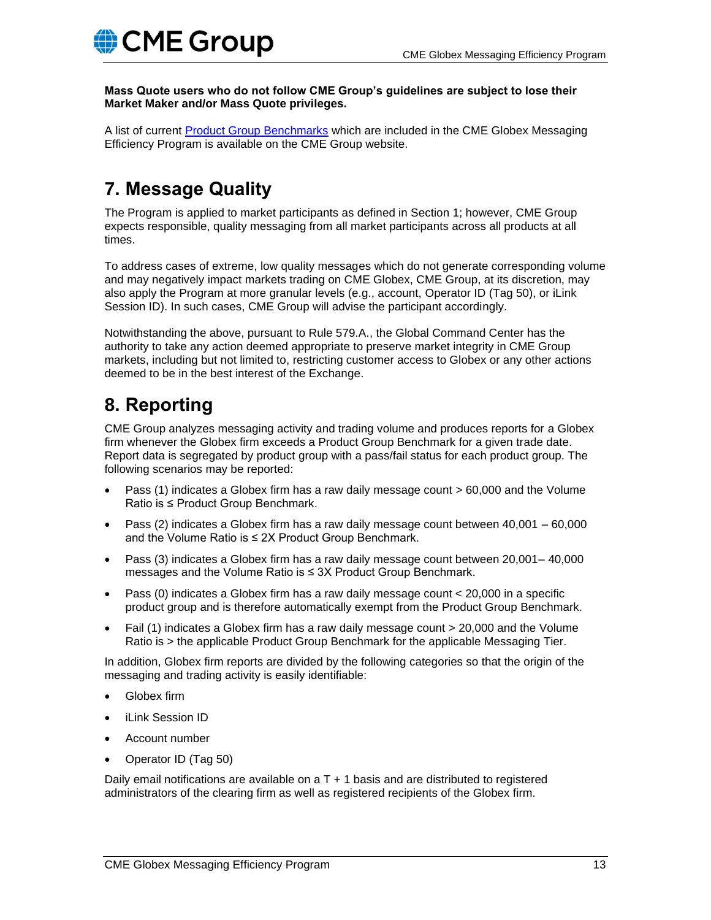**Mass Quote users who do not follow CME Group's guidelines are subject to lose their Market Maker and/or Mass Quote privileges.**

A list of current [Product Group Benchmarks](Product Group Benchmarks) which are included in the CME Globex Messaging Efficiency Program is available on the CME Group website.

# 7. Message Quality

The Program is applied to market participants as defined in Section 1; however, CME Group expects responsible, quality messaging from all market participants across all products at all times.

To address cases of extreme, low quality messages which do not generate corresponding volume and may negatively impact markets trading on CME Globex, CME Group, at its discretion, may also apply the Program at more granular levels (e.g., account, Operator ID (Tag 50), or iLink Session ID). In such cases, CME Group will advise the participant accordingly.

Notwithstanding the above, pursuant to Rule 579.A., the Global Command Center has the authority to take any action deemed appropriate to preserve market integrity in CME Group markets, including but not limited to, restricting customer access to Globex or any other actions deemed to be in the best interest of the Exchange.

# 8. Reporting

CME Group analyzes messaging activity and trading volume and produces reports for a Globex firm whenever the Globex firm exceeds a Product Group Benchmark for a given trade date. Report data is segregated by product group with a pass/fail status for each product group. The following scenarios may be reported:

- Pass (1) indicates a Globex firm has a raw daily message count > 60,000 and the Volume Ratio is ≤ Product Group Benchmark.
- Pass (2) indicates a Globex firm has a raw daily message count between 40,001 – 60,000 and the Volume Ratio is ≤ 2X Product Group Benchmark.
- Pass (3) indicates a Globex firm has a raw daily message count between 20,001– 40,000 messages and the Volume Ratio is ≤ 3X Product Group Benchmark.
- Pass (0) indicates a Globex firm has a raw daily message count < 20,000 in a specific product group and is therefore automatically exempt from the Product Group Benchmark.
- Fail (1) indicates a Globex firm has a raw daily message count > 20,000 and the Volume Ratio is > the applicable Product Group Benchmark for the applicable Messaging Tier.

In addition, Globex firm reports are divided by the following categories so that the origin of the messaging and trading activity is easily identifiable:

- Globex firm
- iLink Session ID
- Account number
- Operator ID (Tag 50)

Daily email notifications are available on a T + 1 basis and are distributed to registered administrators of the clearing firm as well as registered recipients of the Globex firm.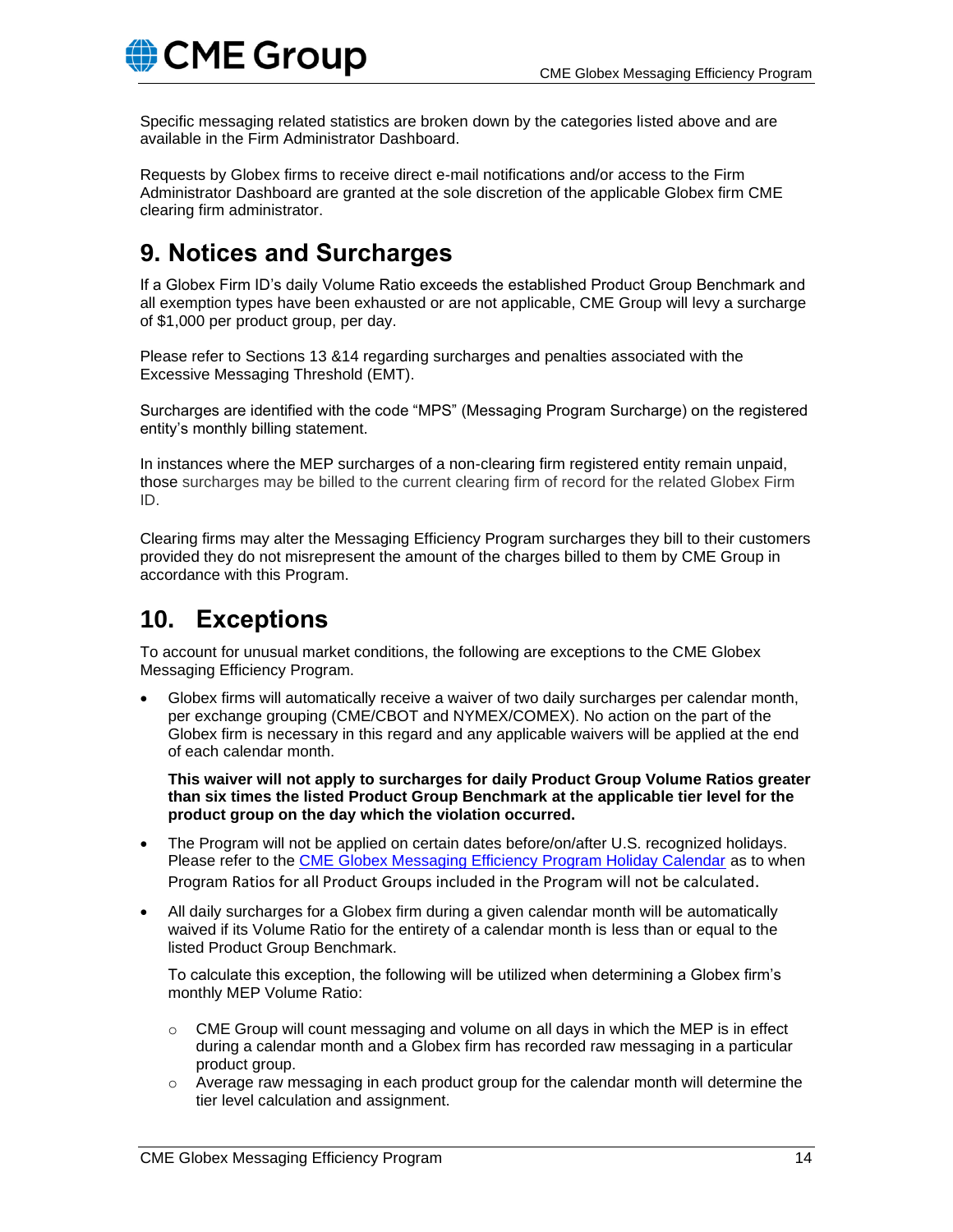Specific messaging related statistics are broken down by the categories listed above and are available in the Firm Administrator Dashboard.

Requests by Globex firms to receive direct e-mail notifications and/or access to the Firm Administrator Dashboard are granted at the sole discretion of the applicable Globex firm CME clearing firm administrator.

## 9. Notices and Surcharges

If a Globex Firm ID's daily Volume Ratio exceeds the established Product Group Benchmark and all exemption types have been exhausted or are not applicable, CME Group will levy a surcharge of $1,000 per product group, per day.

Please refer to Sections 13 &14 regarding surcharges and penalties associated with the Excessive Messaging Threshold (EMT).

Surcharges are identified with the code "MPS" (Messaging Program Surcharge) on the registered entity's monthly billing statement.

In instances where the MEP surcharges of a non-clearing firm registered entity remain unpaid, those surcharges may be billed to the current clearing firm of record for the related Globex Firm ID.

Clearing firms may alter the Messaging Efficiency Program surcharges they bill to their customers provided they do not misrepresent the amount of the charges billed to them by CME Group in accordance with this Program.

## 10. Exceptions

To account for unusual market conditions, the following are exceptions to the CME Globex Messaging Efficiency Program.

- Globex firms will automatically receive a waiver of two daily surcharges per calendar month, per exchange grouping (CME/CBOT and NYMEX/COMEX). No action on the part of the Globex firm is necessary in this regard and any applicable waivers will be applied at the end of each calendar month.

  **This waiver will not apply to surcharges for daily Product Group Volume Ratios greater than six times the listed Product Group Benchmark at the applicable tier level for the product group on the day which the violation occurred.**

- The Program will not be applied on certain dates before/on/after U.S. recognized holidays. Please refer to the CME Globex Messaging Efficiency Program Holiday Calendar as to when Program Ratios for all Product Groups included in the Program will not be calculated.

- All daily surcharges for a Globex firm during a given calendar month will be automatically waived if its Volume Ratio for the entirety of a calendar month is less than or equal to the listed Product Group Benchmark.

  To calculate this exception, the following will be utilized when determining a Globex firm's monthly MEP Volume Ratio:

  - CME Group will count messaging and volume on all days in which the MEP is in effect during a calendar month and a Globex firm has recorded raw messaging in a particular product group.
  - Average raw messaging in each product group for the calendar month will determine the tier level calculation and assignment.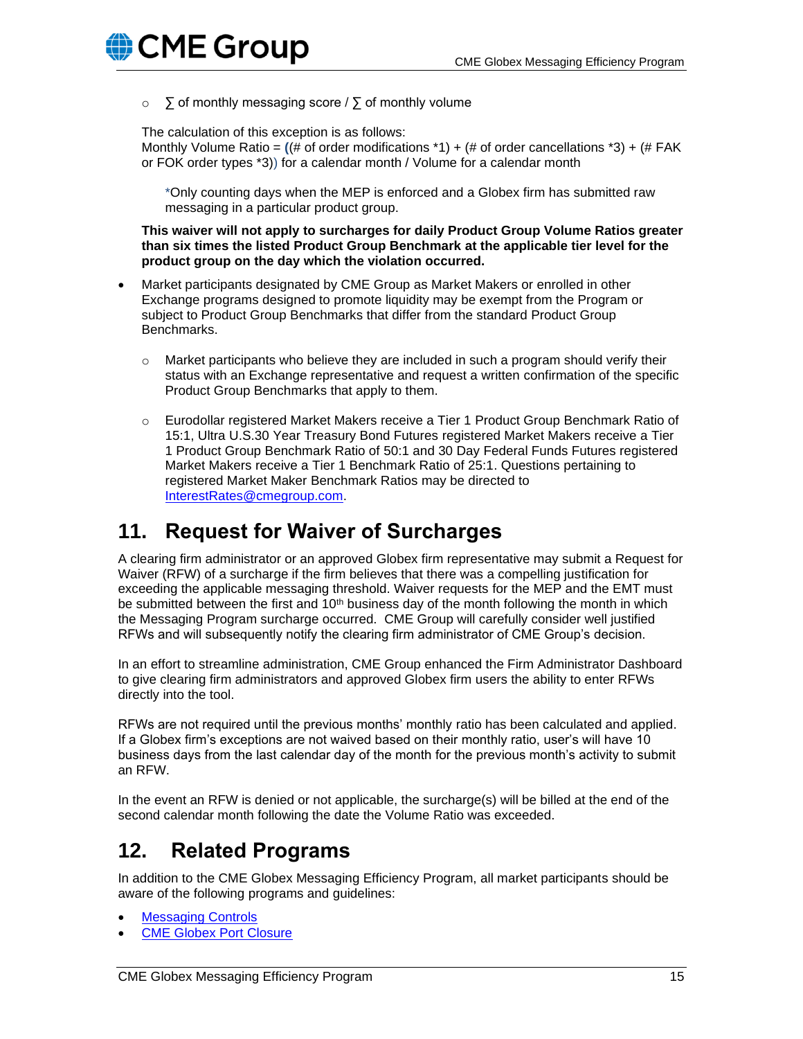- ∑ of monthly messaging score / ∑ of monthly volume

  The calculation of this exception is as follows:
  Monthly Volume Ratio = ((# of order modifications *1) + (# of order cancellations *3) + (# FAK or FOK order types *3)) for a calendar month / Volume for a calendar month

    *Only counting days when the MEP is enforced and a Globex firm has submitted raw messaging in a particular product group.

  **This waiver will not apply to surcharges for daily Product Group Volume Ratios greater than six times the listed Product Group Benchmark at the applicable tier level for the product group on the day which the violation occurred.**

- Market participants designated by CME Group as Market Makers or enrolled in other Exchange programs designed to promote liquidity may be exempt from the Program or subject to Product Group Benchmarks that differ from the standard Product Group Benchmarks.
   - Market participants who believe they are included in such a program should verify their status with an Exchange representative and request a written confirmation of the specific Product Group Benchmarks that apply to them.
   - Eurodollar registered Market Makers receive a Tier 1 Product Group Benchmark Ratio of 15:1, Ultra U.S.30 Year Treasury Bond Futures registered Market Makers receive a Tier 1 Product Group Benchmark Ratio of 50:1 and 30 Day Federal Funds Futures registered Market Makers receive a Tier 1 Benchmark Ratio of 25:1. Questions pertaining to registered Market Maker Benchmark Ratios may be directed to InterestRates@cmegroup.com.

## 11. Request for Waiver of Surcharges

A clearing firm administrator or an approved Globex firm representative may submit a Request for Waiver (RFW) of a surcharge if the firm believes that there was a compelling justification for exceeding the applicable messaging threshold. Waiver requests for the MEP and the EMT must be submitted between the first and 10th business day of the month following the month in which the Messaging Program surcharge occurred. CME Group will carefully consider well justified RFWs and will subsequently notify the clearing firm administrator of CME Group's decision.

In an effort to streamline administration, CME Group enhanced the Firm Administrator Dashboard to give clearing firm administrators and approved Globex firm users the ability to enter RFWs directly into the tool.

RFWs are not required until the previous months' monthly ratio has been calculated and applied. If a Globex firm's exceptions are not waived based on their monthly ratio, user's will have 10 business days from the last calendar day of the month for the previous month's activity to submit an RFW.

In the event an RFW is denied or not applicable, the surcharge(s) will be billed at the end of the second calendar month following the date the Volume Ratio was exceeded.

## 12. Related Programs

In addition to the CME Globex Messaging Efficiency Program, all market participants should be aware of the following programs and guidelines:

- Messaging Controls
- CME Globex Port Closure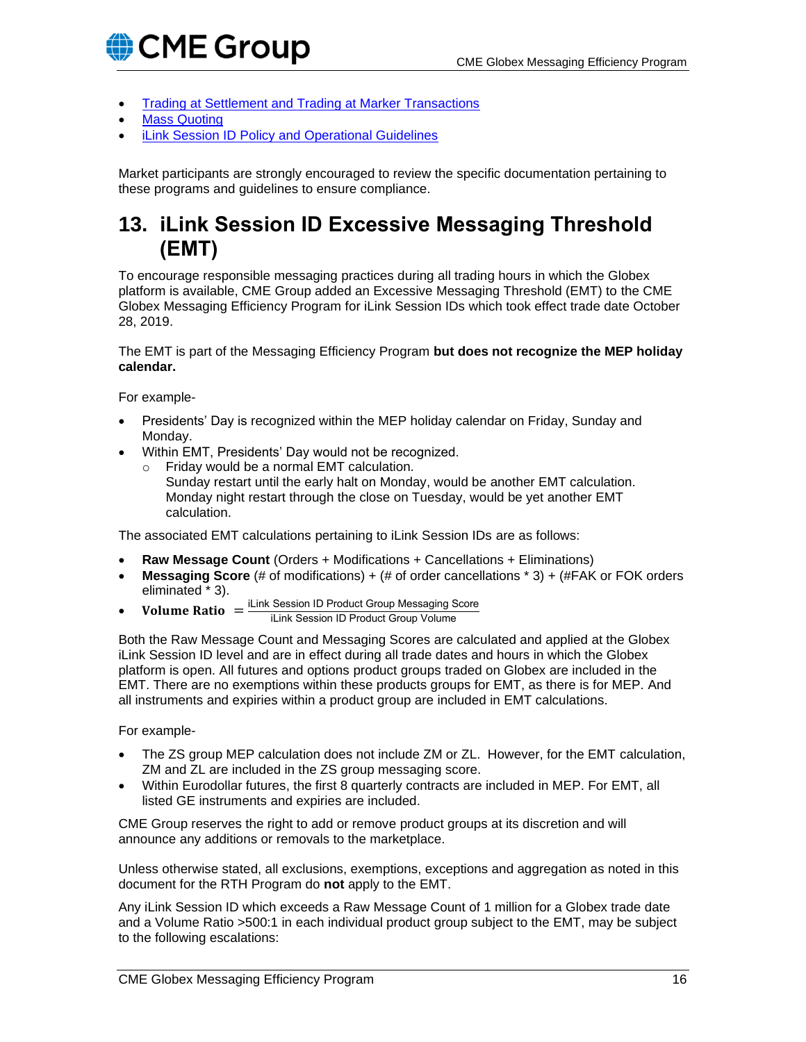- Trading at Settlement and Trading at Marker Transactions
- Mass Quoting
- iLink Session ID Policy and Operational Guidelines

Market participants are strongly encouraged to review the specific documentation pertaining to these programs and guidelines to ensure compliance.

# 13. iLink Session ID Excessive Messaging Threshold (EMT)

To encourage responsible messaging practices during all trading hours in which the Globex platform is available, CME Group added an Excessive Messaging Threshold (EMT) to the CME Globex Messaging Efficiency Program for iLink Session IDs which took effect trade date October 28, 2019.

The EMT is part of the Messaging Efficiency Program **but does not recognize the MEP holiday calendar.**

For example-

- Presidents' Day is recognized within the MEP holiday calendar on Friday, Sunday and Monday.
- Within EMT, Presidents' Day would not be recognized.
  - Friday would be a normal EMT calculation.
    Sunday restart until the early halt on Monday, would be another EMT calculation.
    Monday night restart through the close on Tuesday, would be yet another EMT calculation.

The associated EMT calculations pertaining to iLink Session IDs are as follows:

- **Raw Message Count** (Orders + Modifications + Cancellations + Eliminations)
- **Messaging Score** (# of modifications) + (# of order cancellations * 3) + (#FAK or FOK orders eliminated * 3).
- **Volume Ratio** $= \frac{\text{iLink Session ID Product Group Messaging Score}}{\text{iLink Session ID Product Group Volume}}$

Both the Raw Message Count and Messaging Scores are calculated and applied at the Globex iLink Session ID level and are in effect during all trade dates and hours in which the Globex platform is open. All futures and options product groups traded on Globex are included in the EMT. There are no exemptions within these products groups for EMT, as there is for MEP. And all instruments and expiries within a product group are included in EMT calculations.

For example-

- The ZS group MEP calculation does not include ZM or ZL. However, for the EMT calculation, ZM and ZL are included in the ZS group messaging score.
- Within Eurodollar futures, the first 8 quarterly contracts are included in MEP. For EMT, all listed GE instruments and expiries are included.

CME Group reserves the right to add or remove product groups at its discretion and will announce any additions or removals to the marketplace.

Unless otherwise stated, all exclusions, exemptions, exceptions and aggregation as noted in this document for the RTH Program do **not** apply to the EMT.

Any iLink Session ID which exceeds a Raw Message Count of 1 million for a Globex trade date and a Volume Ratio >500:1 in each individual product group subject to the EMT, may be subject to the following escalations: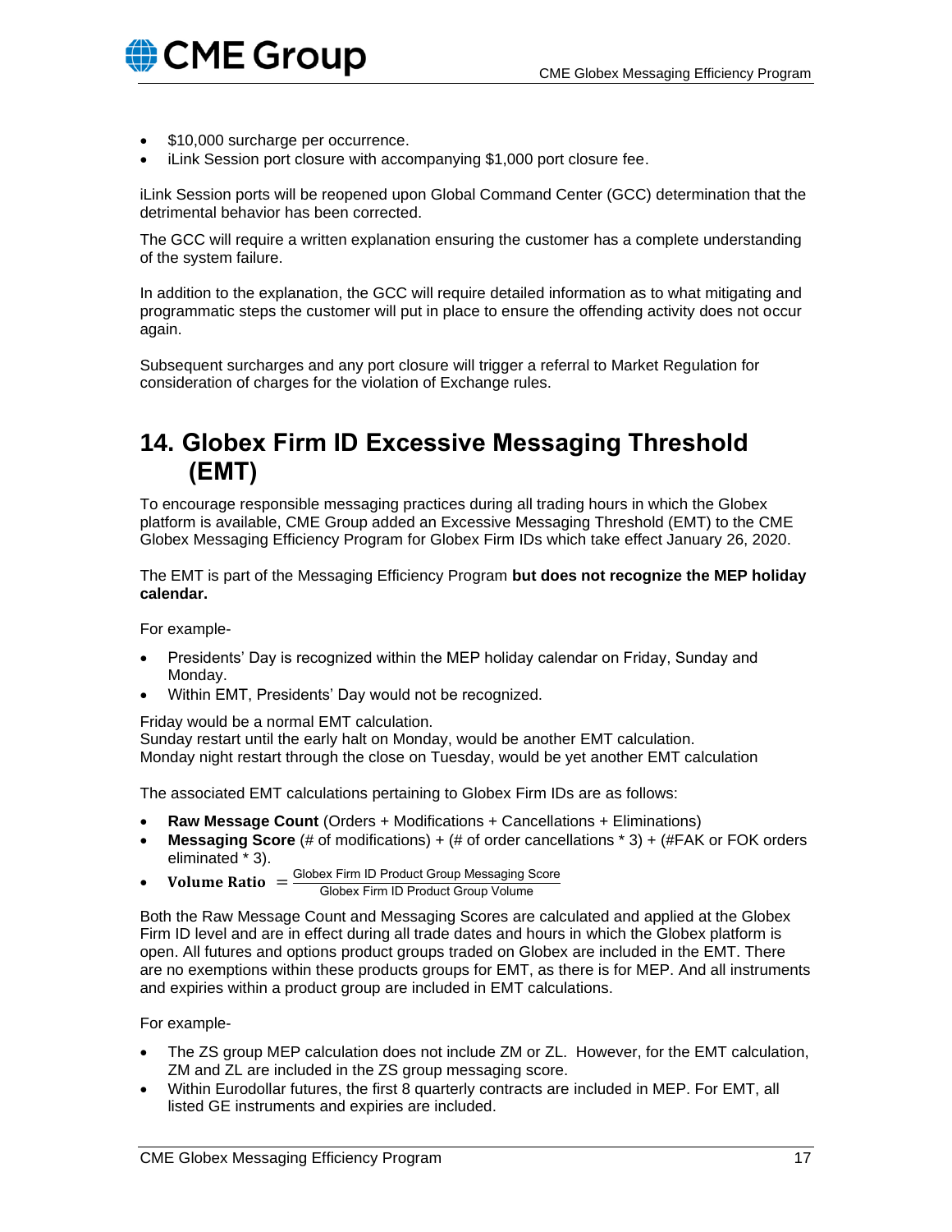- $10,000 surcharge per occurrence.
- iLink Session port closure with accompanying $1,000 port closure fee.

iLink Session ports will be reopened upon Global Command Center (GCC) determination that the detrimental behavior has been corrected.

The GCC will require a written explanation ensuring the customer has a complete understanding of the system failure.

In addition to the explanation, the GCC will require detailed information as to what mitigating and programmatic steps the customer will put in place to ensure the offending activity does not occur again.

Subsequent surcharges and any port closure will trigger a referral to Market Regulation for consideration of charges for the violation of Exchange rules.

# 14. Globex Firm ID Excessive Messaging Threshold (EMT)

To encourage responsible messaging practices during all trading hours in which the Globex platform is available, CME Group added an Excessive Messaging Threshold (EMT) to the CME Globex Messaging Efficiency Program for Globex Firm IDs which take effect January 26, 2020.

The EMT is part of the Messaging Efficiency Program **but does not recognize the MEP holiday calendar.**

For example-

- Presidents' Day is recognized within the MEP holiday calendar on Friday, Sunday and Monday.
- Within EMT, Presidents' Day would not be recognized.

Friday would be a normal EMT calculation.
Sunday restart until the early halt on Monday, would be another EMT calculation.
Monday night restart through the close on Tuesday, would be yet another EMT calculation

The associated EMT calculations pertaining to Globex Firm IDs are as follows:

- **Raw Message Count** (Orders + Modifications + Cancellations + Eliminations)
- **Messaging Score** (# of modifications) + (# of order cancellations * 3) + (#FAK or FOK orders eliminated * 3).
- **Volume Ratio** $= \frac{\text{Globex Firm ID Product Group Messaging Score}}{\text{Globex Firm ID Product Group Volume}}$

Both the Raw Message Count and Messaging Scores are calculated and applied at the Globex Firm ID level and are in effect during all trade dates and hours in which the Globex platform is open. All futures and options product groups traded on Globex are included in the EMT. There are no exemptions within these products groups for EMT, as there is for MEP. And all instruments and expiries within a product group are included in EMT calculations.

For example-

- The ZS group MEP calculation does not include ZM or ZL. However, for the EMT calculation, ZM and ZL are included in the ZS group messaging score.
- Within Eurodollar futures, the first 8 quarterly contracts are included in MEP. For EMT, all listed GE instruments and expiries are included.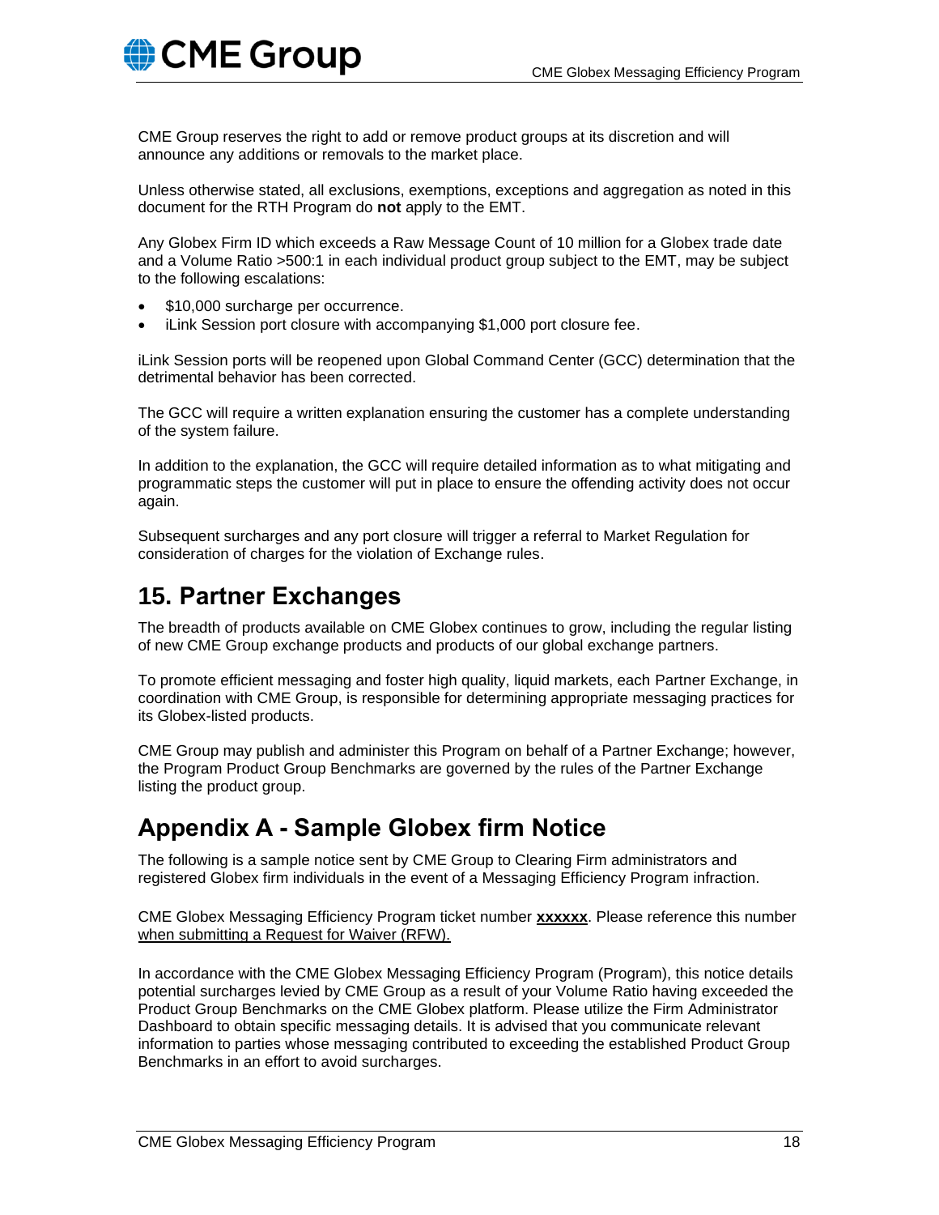CME Group reserves the right to add or remove product groups at its discretion and will announce any additions or removals to the market place.

Unless otherwise stated, all exclusions, exemptions, exceptions and aggregation as noted in this document for the RTH Program do **not** apply to the EMT.

Any Globex Firm ID which exceeds a Raw Message Count of 10 million for a Globex trade date and a Volume Ratio >500:1 in each individual product group subject to the EMT, may be subject to the following escalations:

- $10,000 surcharge per occurrence.
- iLink Session port closure with accompanying $1,000 port closure fee.

iLink Session ports will be reopened upon Global Command Center (GCC) determination that the detrimental behavior has been corrected.

The GCC will require a written explanation ensuring the customer has a complete understanding of the system failure.

In addition to the explanation, the GCC will require detailed information as to what mitigating and programmatic steps the customer will put in place to ensure the offending activity does not occur again.

Subsequent surcharges and any port closure will trigger a referral to Market Regulation for consideration of charges for the violation of Exchange rules.

## 15. Partner Exchanges

The breadth of products available on CME Globex continues to grow, including the regular listing of new CME Group exchange products and products of our global exchange partners.

To promote efficient messaging and foster high quality, liquid markets, each Partner Exchange, in coordination with CME Group, is responsible for determining appropriate messaging practices for its Globex-listed products.

CME Group may publish and administer this Program on behalf of a Partner Exchange; however, the Program Product Group Benchmarks are governed by the rules of the Partner Exchange listing the product group.

## Appendix A - Sample Globex firm Notice

The following is a sample notice sent by CME Group to Clearing Firm administrators and registered Globex firm individuals in the event of a Messaging Efficiency Program infraction.

CME Globex Messaging Efficiency Program ticket number **xxxxxx**. Please reference this number when submitting a Request for Waiver (RFW).

In accordance with the CME Globex Messaging Efficiency Program (Program), this notice details potential surcharges levied by CME Group as a result of your Volume Ratio having exceeded the Product Group Benchmarks on the CME Globex platform. Please utilize the Firm Administrator Dashboard to obtain specific messaging details. It is advised that you communicate relevant information to parties whose messaging contributed to exceeding the established Product Group Benchmarks in an effort to avoid surcharges.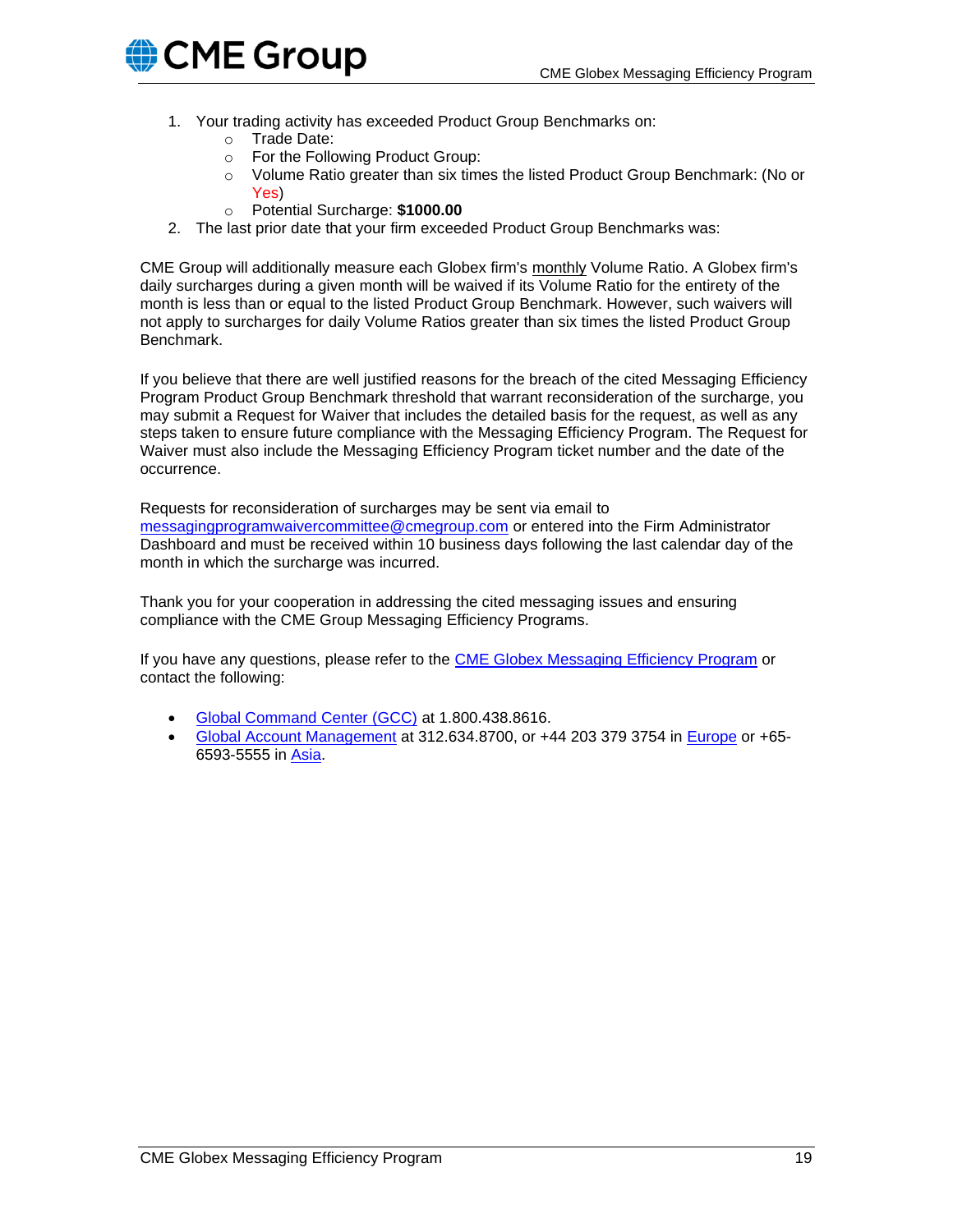1. Your trading activity has exceeded Product Group Benchmarks on:
   - Trade Date:
   - For the Following Product Group:
   - Volume Ratio greater than six times the listed Product Group Benchmark: (No or Yes)
   - Potential Surcharge: **$1000.00**
2. The last prior date that your firm exceeded Product Group Benchmarks was:

CME Group will additionally measure each Globex firm's monthly Volume Ratio. A Globex firm's daily surcharges during a given month will be waived if its Volume Ratio for the entirety of the month is less than or equal to the listed Product Group Benchmark. However, such waivers will not apply to surcharges for daily Volume Ratios greater than six times the listed Product Group Benchmark.

If you believe that there are well justified reasons for the breach of the cited Messaging Efficiency Program Product Group Benchmark threshold that warrant reconsideration of the surcharge, you may submit a Request for Waiver that includes the detailed basis for the request, as well as any steps taken to ensure future compliance with the Messaging Efficiency Program. The Request for Waiver must also include the Messaging Efficiency Program ticket number and the date of the occurrence.

Requests for reconsideration of surcharges may be sent via email to messagingprogramwaivercommittee@cmegroup.com or entered into the Firm Administrator Dashboard and must be received within 10 business days following the last calendar day of the month in which the surcharge was incurred.

Thank you for your cooperation in addressing the cited messaging issues and ensuring compliance with the CME Group Messaging Efficiency Programs.

If you have any questions, please refer to the CME Globex Messaging Efficiency Program or contact the following:

- Global Command Center (GCC) at 1.800.438.8616.
- Global Account Management at 312.634.8700, or +44 203 379 3754 in Europe or +65-6593-5555 in Asia.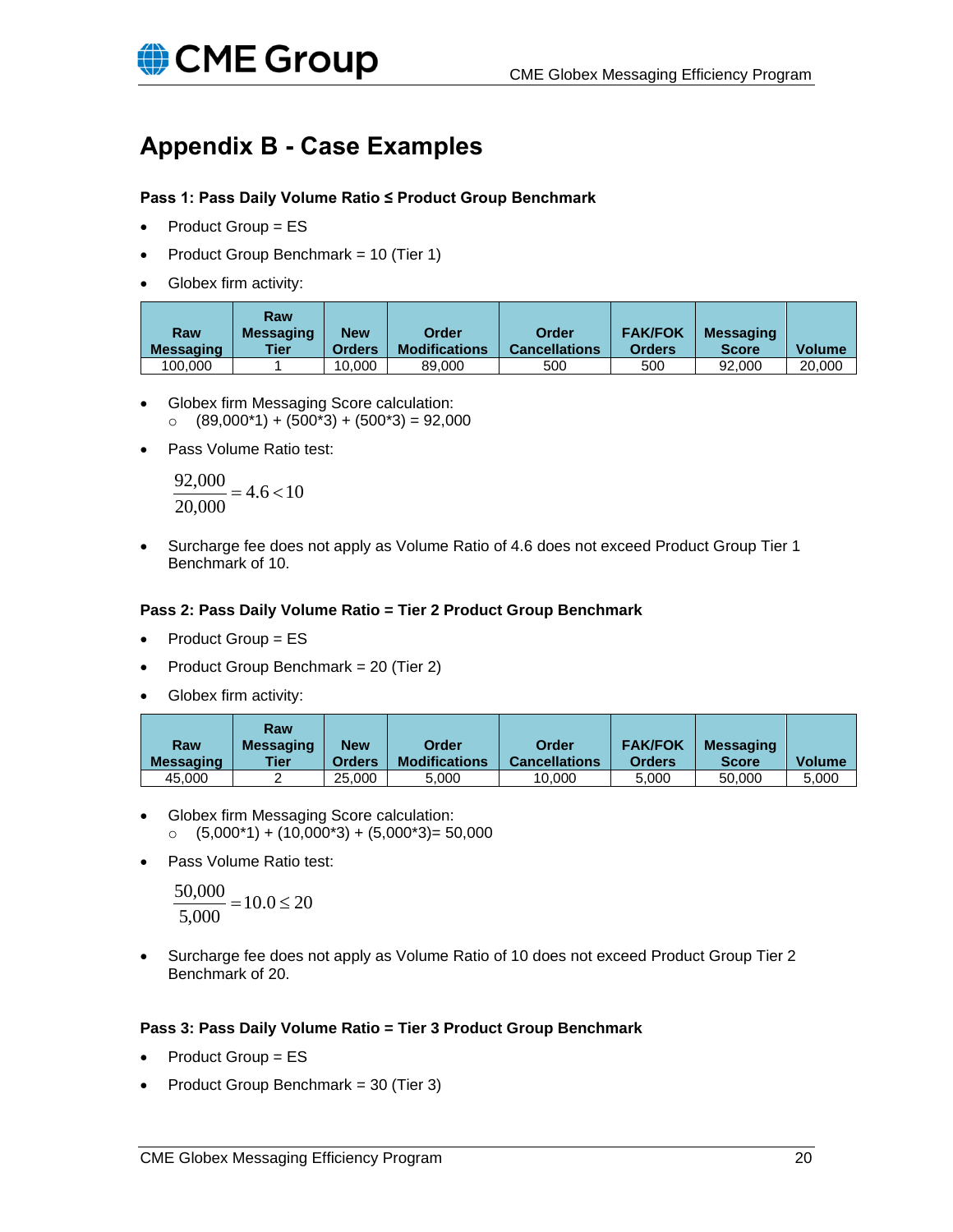# Appendix B - Case Examples

**Pass 1: Pass Daily Volume Ratio ≤ Product Group Benchmark**

- Product Group = ES
- Product Group Benchmark = 10 (Tier 1)
- Globex firm activity:

| Raw Messaging | Raw Messaging Tier | New Orders | Order Modifications | Order Cancellations | FAK/FOK Orders | Messaging Score | Volume |
|---|---|---|---|---|---|---|---|
| 100,000 | 1 | 10,000 | 89,000 | 500 | 500 | 92,000 | 20,000 |

- Globex firm Messaging Score calculation:
  - (89,000*1) + (500*3) + (500*3) = 92,000
- Pass Volume Ratio test:

$$\frac{92{,}000}{20{,}000} = 4.6 < 10$$

- Surcharge fee does not apply as Volume Ratio of 4.6 does not exceed Product Group Tier 1 Benchmark of 10.

**Pass 2: Pass Daily Volume Ratio = Tier 2 Product Group Benchmark**

- Product Group = ES
- Product Group Benchmark = 20 (Tier 2)
- Globex firm activity:

| Raw Messaging | Raw Messaging Tier | New Orders | Order Modifications | Order Cancellations | FAK/FOK Orders | Messaging Score | Volume |
|---|---|---|---|---|---|---|---|
| 45,000 | 2 | 25,000 | 5,000 | 10,000 | 5,000 | 50,000 | 5,000 |

- Globex firm Messaging Score calculation:
  - (5,000*1) + (10,000*3) + (5,000*3)= 50,000
- Pass Volume Ratio test:

$$\frac{50{,}000}{5{,}000} = 10.0 \leq 20$$

- Surcharge fee does not apply as Volume Ratio of 10 does not exceed Product Group Tier 2 Benchmark of 20.

**Pass 3: Pass Daily Volume Ratio = Tier 3 Product Group Benchmark**

- Product Group = ES
- Product Group Benchmark = 30 (Tier 3)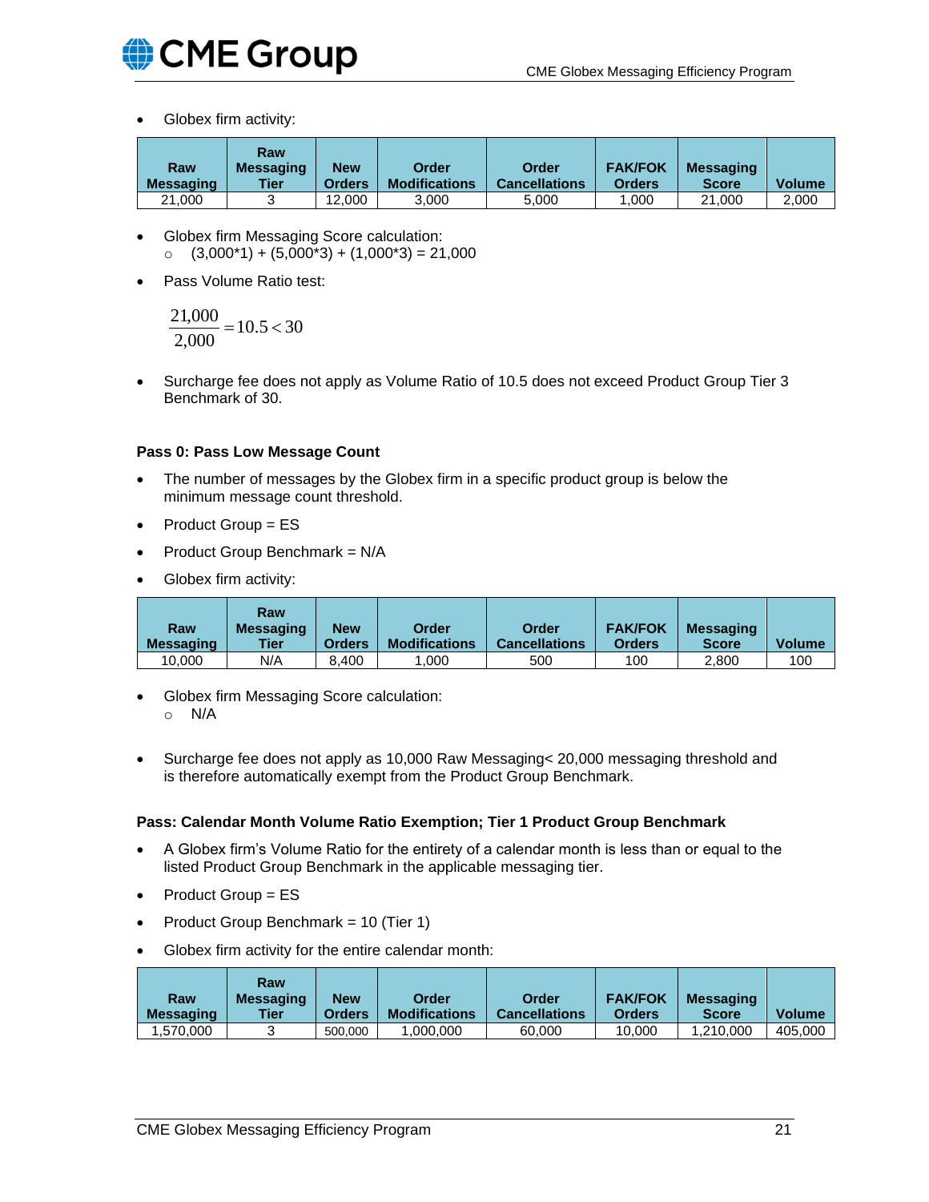- Globex firm activity:

| Raw Messaging | Raw Messaging Tier | New Orders | Order Modifications | Order Cancellations | FAK/FOK Orders | Messaging Score | Volume |
|---|---|---|---|---|---|---|---|
| 21,000 | 3 | 12,000 | 3,000 | 5,000 | 1,000 | 21,000 | 2,000 |

- Globex firm Messaging Score calculation:
  - (3,000*1) + (5,000*3) + (1,000*3) = 21,000
- Pass Volume Ratio test:

$$\frac{21{,}000}{2{,}000} = 10.5 < 30$$

- Surcharge fee does not apply as Volume Ratio of 10.5 does not exceed Product Group Tier 3 Benchmark of 30.

**Pass 0: Pass Low Message Count**

- The number of messages by the Globex firm in a specific product group is below the minimum message count threshold.
- Product Group = ES
- Product Group Benchmark = N/A
- Globex firm activity:

| Raw Messaging | Raw Messaging Tier | New Orders | Order Modifications | Order Cancellations | FAK/FOK Orders | Messaging Score | Volume |
|---|---|---|---|---|---|---|---|
| 10,000 | N/A | 8,400 | 1,000 | 500 | 100 | 2,800 | 100 |

- Globex firm Messaging Score calculation:
  - N/A
- Surcharge fee does not apply as 10,000 Raw Messaging< 20,000 messaging threshold and is therefore automatically exempt from the Product Group Benchmark.

**Pass: Calendar Month Volume Ratio Exemption; Tier 1 Product Group Benchmark**

- A Globex firm's Volume Ratio for the entirety of a calendar month is less than or equal to the listed Product Group Benchmark in the applicable messaging tier.
- Product Group = ES
- Product Group Benchmark = 10 (Tier 1)
- Globex firm activity for the entire calendar month:

| Raw Messaging | Raw Messaging Tier | New Orders | Order Modifications | Order Cancellations | FAK/FOK Orders | Messaging Score | Volume |
|---|---|---|---|---|---|---|---|
| 1,570,000 | 3 | 500,000 | 1,000,000 | 60,000 | 10,000 | 1,210,000 | 405,000 |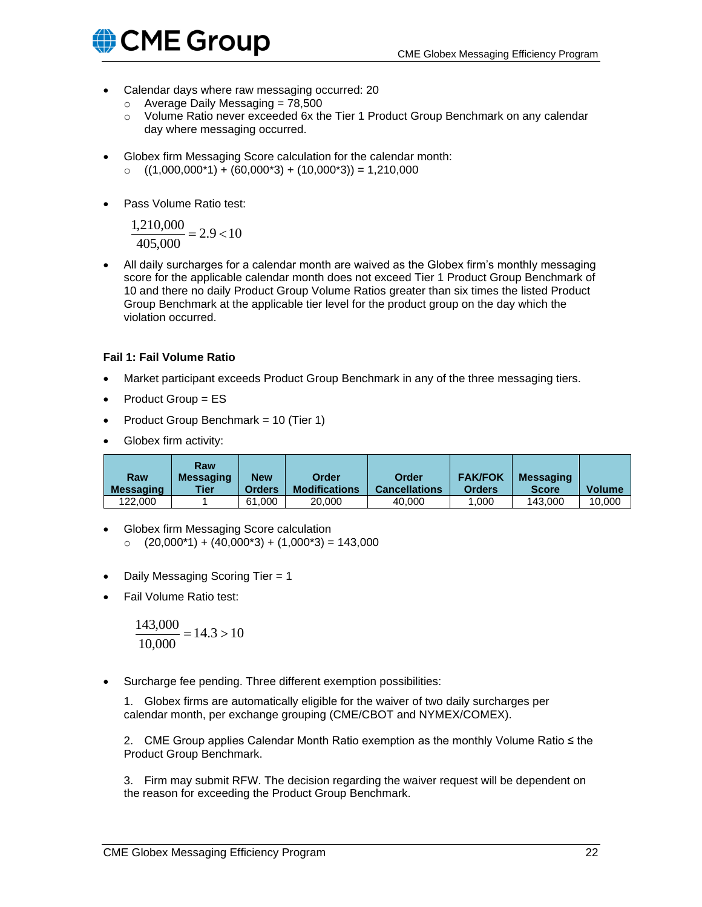- Calendar days where raw messaging occurred: 20
  - Average Daily Messaging = 78,500
  - Volume Ratio never exceeded 6x the Tier 1 Product Group Benchmark on any calendar day where messaging occurred.

- Globex firm Messaging Score calculation for the calendar month:
  - ((1,000,000*1) + (60,000*3) + (10,000*3)) = 1,210,000

- Pass Volume Ratio test:

$$\frac{1{,}210{,}000}{405{,}000} = 2.9 < 10$$

- All daily surcharges for a calendar month are waived as the Globex firm's monthly messaging score for the applicable calendar month does not exceed Tier 1 Product Group Benchmark of 10 and there no daily Product Group Volume Ratios greater than six times the listed Product Group Benchmark at the applicable tier level for the product group on the day which the violation occurred.

**Fail 1: Fail Volume Ratio**

- Market participant exceeds Product Group Benchmark in any of the three messaging tiers.
- Product Group = ES
- Product Group Benchmark = 10 (Tier 1)
- Globex firm activity:

| Raw Messaging | Raw Messaging Tier | New Orders | Order Modifications | Order Cancellations | FAK/FOK Orders | Messaging Score | Volume |
|---|---|---|---|---|---|---|---|
| 122,000 | 1 | 61,000 | 20,000 | 40,000 | 1,000 | 143,000 | 10,000 |

- Globex firm Messaging Score calculation
  - (20,000*1) + (40,000*3) + (1,000*3) = 143,000

- Daily Messaging Scoring Tier = 1
- Fail Volume Ratio test:

$$\frac{143{,}000}{10{,}000} = 14.3 > 10$$

- Surcharge fee pending. Three different exemption possibilities:

  1. Globex firms are automatically eligible for the waiver of two daily surcharges per calendar month, per exchange grouping (CME/CBOT and NYMEX/COMEX).

  2. CME Group applies Calendar Month Ratio exemption as the monthly Volume Ratio ≤ the Product Group Benchmark.

  3. Firm may submit RFW. The decision regarding the waiver request will be dependent on the reason for exceeding the Product Group Benchmark.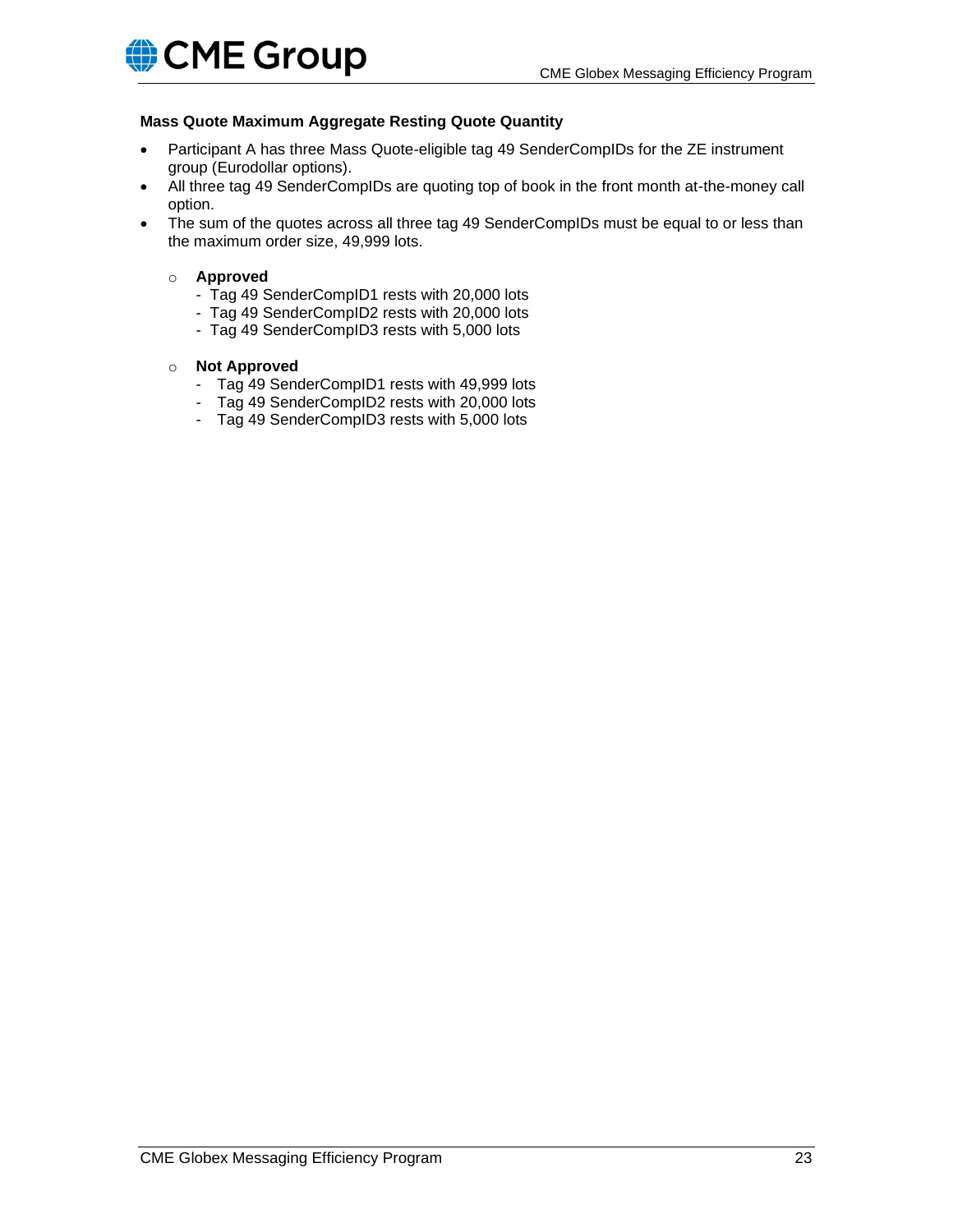**Mass Quote Maximum Aggregate Resting Quote Quantity**

- Participant A has three Mass Quote-eligible tag 49 SenderCompIDs for the ZE instrument group (Eurodollar options).
- All three tag 49 SenderCompIDs are quoting top of book in the front month at-the-money call option.
- The sum of the quotes across all three tag 49 SenderCompIDs must be equal to or less than the maximum order size, 49,999 lots.

  - **Approved**
    - Tag 49 SenderCompID1 rests with 20,000 lots
    - Tag 49 SenderCompID2 rests with 20,000 lots
    - Tag 49 SenderCompID3 rests with 5,000 lots

  - **Not Approved**
    - Tag 49 SenderCompID1 rests with 49,999 lots
    - Tag 49 SenderCompID2 rests with 20,000 lots
    - Tag 49 SenderCompID3 rests with 5,000 lots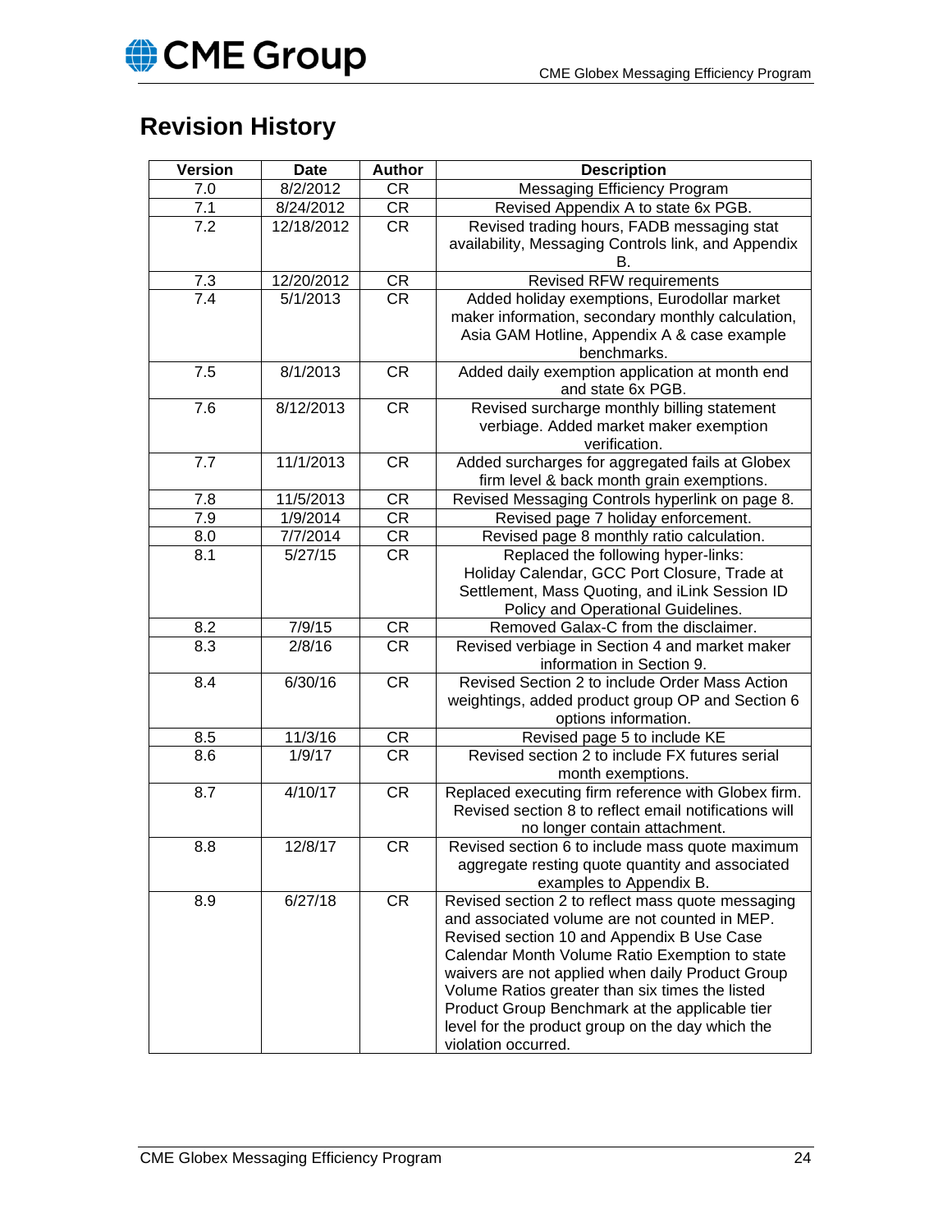# Revision History

| Version | Date | Author | Description |
|---|---|---|---|
| 7.0 | 8/2/2012 | CR | Messaging Efficiency Program |
| 7.1 | 8/24/2012 | CR | Revised Appendix A to state 6x PGB. |
| 7.2 | 12/18/2012 | CR | Revised trading hours, FADB messaging stat availability, Messaging Controls link, and Appendix B. |
| 7.3 | 12/20/2012 | CR | Revised RFW requirements |
| 7.4 | 5/1/2013 | CR | Added holiday exemptions, Eurodollar market maker information, secondary monthly calculation, Asia GAM Hotline, Appendix A & case example benchmarks. |
| 7.5 | 8/1/2013 | CR | Added daily exemption application at month end and state 6x PGB. |
| 7.6 | 8/12/2013 | CR | Revised surcharge monthly billing statement verbiage. Added market maker exemption verification. |
| 7.7 | 11/1/2013 | CR | Added surcharges for aggregated fails at Globex firm level & back month grain exemptions. |
| 7.8 | 11/5/2013 | CR | Revised Messaging Controls hyperlink on page 8. |
| 7.9 | 1/9/2014 | CR | Revised page 7 holiday enforcement. |
| 8.0 | 7/7/2014 | CR | Revised page 8 monthly ratio calculation. |
| 8.1 | 5/27/15 | CR | Replaced the following hyper-links: Holiday Calendar, GCC Port Closure, Trade at Settlement, Mass Quoting, and iLink Session ID Policy and Operational Guidelines. |
| 8.2 | 7/9/15 | CR | Removed Galax-C from the disclaimer. |
| 8.3 | 2/8/16 | CR | Revised verbiage in Section 4 and market maker information in Section 9. |
| 8.4 | 6/30/16 | CR | Revised Section 2 to include Order Mass Action weightings, added product group OP and Section 6 options information. |
| 8.5 | 11/3/16 | CR | Revised page 5 to include KE |
| 8.6 | 1/9/17 | CR | Revised section 2 to include FX futures serial month exemptions. |
| 8.7 | 4/10/17 | CR | Replaced executing firm reference with Globex firm. Revised section 8 to reflect email notifications will no longer contain attachment. |
| 8.8 | 12/8/17 | CR | Revised section 6 to include mass quote maximum aggregate resting quote quantity and associated examples to Appendix B. |
| 8.9 | 6/27/18 | CR | Revised section 2 to reflect mass quote messaging and associated volume are not counted in MEP. Revised section 10 and Appendix B Use Case Calendar Month Volume Ratio Exemption to state waivers are not applied when daily Product Group Volume Ratios greater than six times the listed Product Group Benchmark at the applicable tier level for the product group on the day which the violation occurred. |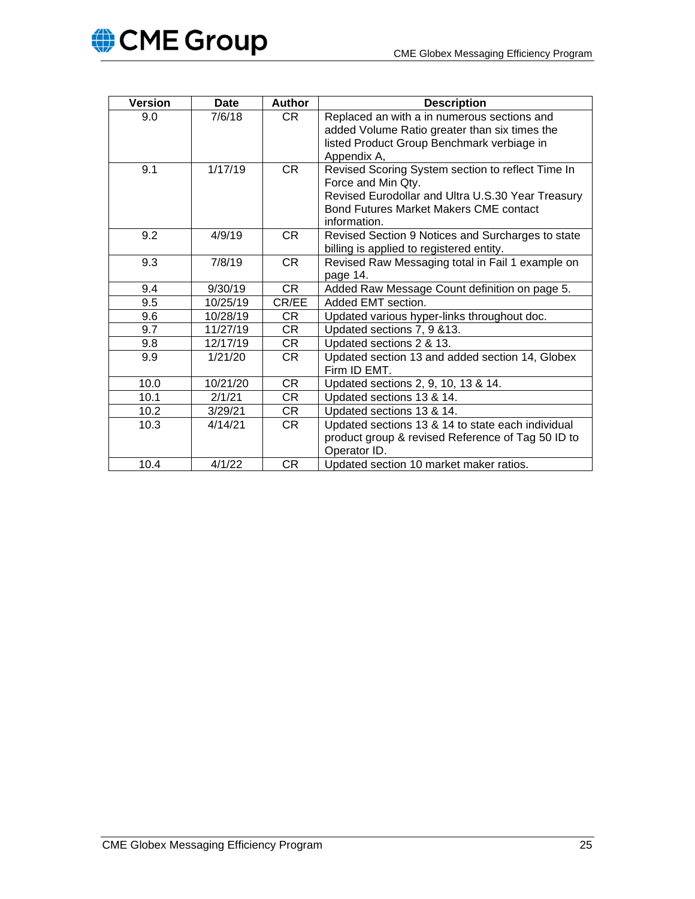| Version | Date | Author | Description |
|---|---|---|---|
| 9.0 | 7/6/18 | CR | Replaced an with a in numerous sections and added Volume Ratio greater than six times the listed Product Group Benchmark verbiage in Appendix A, |
| 9.1 | 1/17/19 | CR | Revised Scoring System section to reflect Time In Force and Min Qty. Revised Eurodollar and Ultra U.S.30 Year Treasury Bond Futures Market Makers CME contact information. |
| 9.2 | 4/9/19 | CR | Revised Section 9 Notices and Surcharges to state billing is applied to registered entity. |
| 9.3 | 7/8/19 | CR | Revised Raw Messaging total in Fail 1 example on page 14. |
| 9.4 | 9/30/19 | CR | Added Raw Message Count definition on page 5. |
| 9.5 | 10/25/19 | CR/EE | Added EMT section. |
| 9.6 | 10/28/19 | CR | Updated various hyper-links throughout doc. |
| 9.7 | 11/27/19 | CR | Updated sections 7, 9 &13. |
| 9.8 | 12/17/19 | CR | Updated sections 2 & 13. |
| 9.9 | 1/21/20 | CR | Updated section 13 and added section 14, Globex Firm ID EMT. |
| 10.0 | 10/21/20 | CR | Updated sections 2, 9, 10, 13 & 14. |
| 10.1 | 2/1/21 | CR | Updated sections 13 & 14. |
| 10.2 | 3/29/21 | CR | Updated sections 13 & 14. |
| 10.3 | 4/14/21 | CR | Updated sections 13 & 14 to state each individual product group & revised Reference of Tag 50 ID to Operator ID. |
| 10.4 | 4/1/22 | CR | Updated section 10 market maker ratios. |